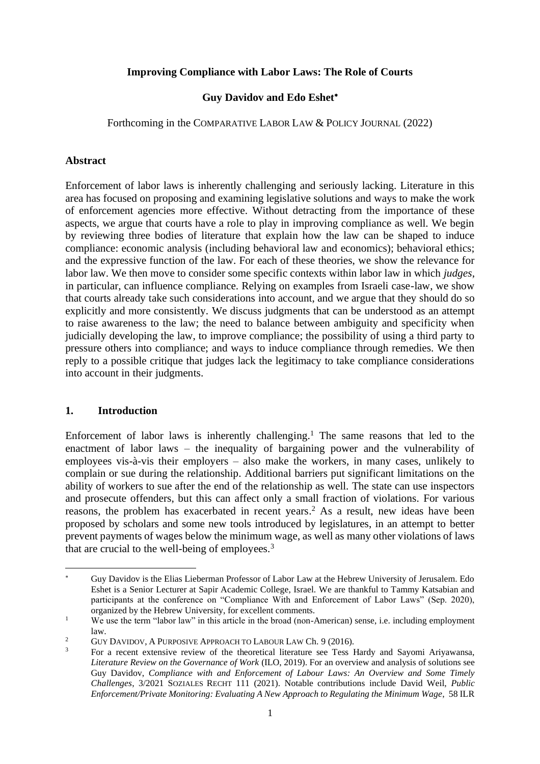# Improving Compliance with Labor Laws: The Role of Courts

**Guy Davidov and Edo Eshet***

Forthcoming in the COMPARATIVE LABOR LAW & POLICY JOURNAL (2022)

## Abstract

Enforcement of labor laws is inherently challenging and seriously lacking. Literature in this area has focused on proposing and examining legislative solutions and ways to make the work of enforcement agencies more effective. Without detracting from the importance of these aspects, we argue that courts have a role to play in improving compliance as well. We begin by reviewing three bodies of literature that explain how the law can be shaped to induce compliance: economic analysis (including behavioral law and economics); behavioral ethics; and the expressive function of the law. For each of these theories, we show the relevance for labor law. We then move to consider some specific contexts within labor law in which *judges*, in particular, can influence compliance. Relying on examples from Israeli case-law, we show that courts already take such considerations into account, and we argue that they should do so explicitly and more consistently. We discuss judgments that can be understood as an attempt to raise awareness to the law; the need to balance between ambiguity and specificity when judicially developing the law, to improve compliance; the possibility of using a third party to pressure others into compliance; and ways to induce compliance through remedies. We then reply to a possible critique that judges lack the legitimacy to take compliance considerations into account in their judgments.

## 1. Introduction

Enforcement of labor laws is inherently challenging.[1] The same reasons that led to the enactment of labor laws – the inequality of bargaining power and the vulnerability of employees vis-à-vis their employers – also make the workers, in many cases, unlikely to complain or sue during the relationship. Additional barriers put significant limitations on the ability of workers to sue after the end of the relationship as well. The state can use inspectors and prosecute offenders, but this can affect only a small fraction of violations. For various reasons, the problem has exacerbated in recent years.[2] As a result, new ideas have been proposed by scholars and some new tools introduced by legislatures, in an attempt to better prevent payments of wages below the minimum wage, as well as many other violations of laws that are crucial to the well-being of employees.[3]

---

[*] Guy Davidov is the Elias Lieberman Professor of Labor Law at the Hebrew University of Jerusalem. Edo Eshet is a Senior Lecturer at Sapir Academic College, Israel. We are thankful to Tammy Katsabian and participants at the conference on "Compliance With and Enforcement of Labor Laws" (Sep. 2020), organized by the Hebrew University, for excellent comments.

[1] We use the term "labor law" in this article in the broad (non-American) sense, i.e. including employment law.

[2] GUY DAVIDOV, A PURPOSIVE APPROACH TO LABOUR LAW Ch. 9 (2016).

[3] For a recent extensive review of the theoretical literature see Tess Hardy and Sayomi Ariyawansa, *Literature Review on the Governance of Work* (ILO, 2019). For an overview and analysis of solutions see Guy Davidov, *Compliance with and Enforcement of Labour Laws: An Overview and Some Timely Challenges*, 3/2021 SOZIALES RECHT 111 (2021). Notable contributions include David Weil, *Public Enforcement/Private Monitoring: Evaluating A New Approach to Regulating the Minimum Wage*, 58 ILR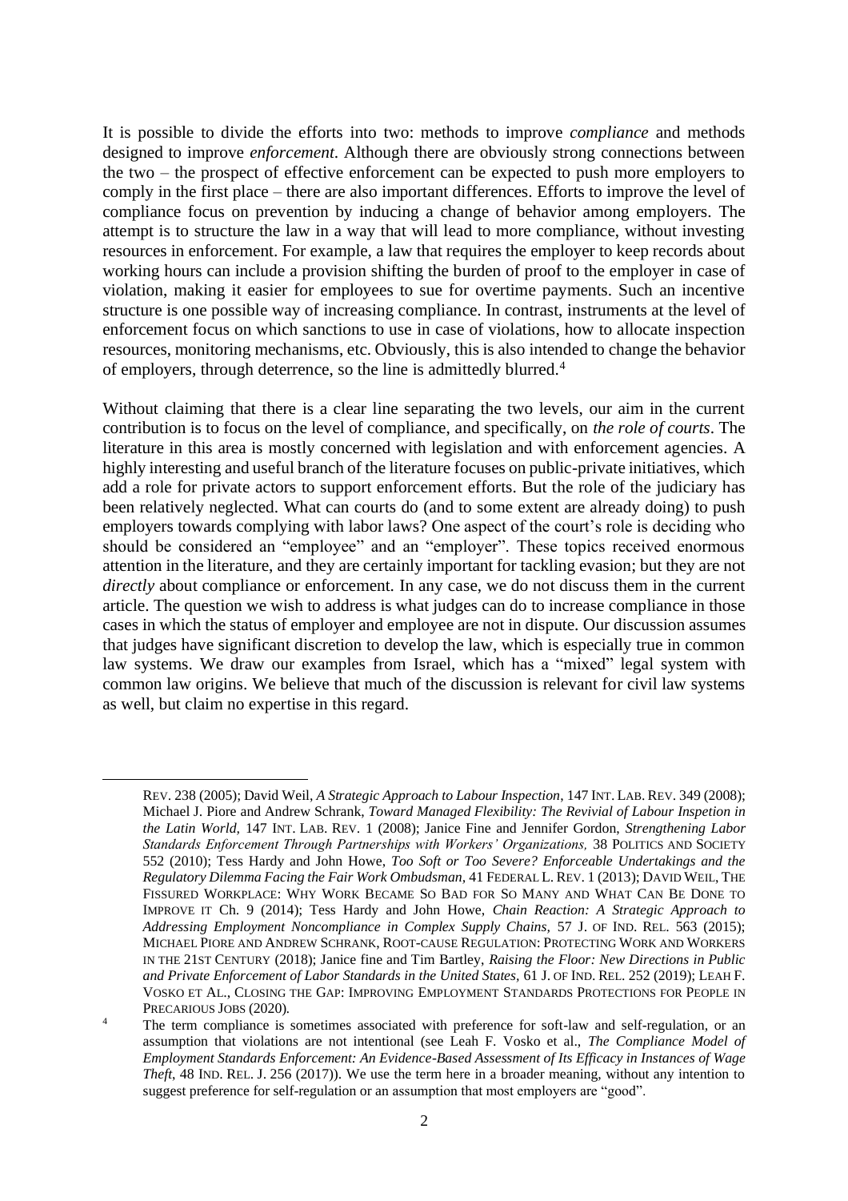It is possible to divide the efforts into two: methods to improve *compliance* and methods designed to improve *enforcement*. Although there are obviously strong connections between the two – the prospect of effective enforcement can be expected to push more employers to comply in the first place – there are also important differences. Efforts to improve the level of compliance focus on prevention by inducing a change of behavior among employers. The attempt is to structure the law in a way that will lead to more compliance, without investing resources in enforcement. For example, a law that requires the employer to keep records about working hours can include a provision shifting the burden of proof to the employer in case of violation, making it easier for employees to sue for overtime payments. Such an incentive structure is one possible way of increasing compliance. In contrast, instruments at the level of enforcement focus on which sanctions to use in case of violations, how to allocate inspection resources, monitoring mechanisms, etc. Obviously, this is also intended to change the behavior of employers, through deterrence, so the line is admittedly blurred.[4]

Without claiming that there is a clear line separating the two levels, our aim in the current contribution is to focus on the level of compliance, and specifically, on *the role of courts*. The literature in this area is mostly concerned with legislation and with enforcement agencies. A highly interesting and useful branch of the literature focuses on public-private initiatives, which add a role for private actors to support enforcement efforts. But the role of the judiciary has been relatively neglected. What can courts do (and to some extent are already doing) to push employers towards complying with labor laws? One aspect of the court's role is deciding who should be considered an "employee" and an "employer". These topics received enormous attention in the literature, and they are certainly important for tackling evasion; but they are not *directly* about compliance or enforcement. In any case, we do not discuss them in the current article. The question we wish to address is what judges can do to increase compliance in those cases in which the status of employer and employee are not in dispute. Our discussion assumes that judges have significant discretion to develop the law, which is especially true in common law systems. We draw our examples from Israel, which has a "mixed" legal system with common law origins. We believe that much of the discussion is relevant for civil law systems as well, but claim no expertise in this regard.

---

REV. 238 (2005); David Weil, *A Strategic Approach to Labour Inspection*, 147 INT. LAB. REV. 349 (2008); Michael J. Piore and Andrew Schrank, *Toward Managed Flexibility: The Revivial of Labour Inspetion in the Latin World*, 147 INT. LAB. REV. 1 (2008); Janice Fine and Jennifer Gordon, *Strengthening Labor Standards Enforcement Through Partnerships with Workers' Organizations,* 38 POLITICS AND SOCIETY 552 (2010); Tess Hardy and John Howe, *Too Soft or Too Severe? Enforceable Undertakings and the Regulatory Dilemma Facing the Fair Work Ombudsman*, 41 FEDERAL L. REV. 1 (2013); DAVID WEIL, THE FISSURED WORKPLACE: WHY WORK BECAME SO BAD FOR SO MANY AND WHAT CAN BE DONE TO IMPROVE IT Ch. 9 (2014); Tess Hardy and John Howe, *Chain Reaction: A Strategic Approach to Addressing Employment Noncompliance in Complex Supply Chains*, 57 J. OF IND. REL. 563 (2015); MICHAEL PIORE AND ANDREW SCHRANK, ROOT-CAUSE REGULATION: PROTECTING WORK AND WORKERS IN THE 21ST CENTURY (2018); Janice fine and Tim Bartley, *Raising the Floor: New Directions in Public and Private Enforcement of Labor Standards in the United States*, 61 J. OF IND. REL. 252 (2019); LEAH F. VOSKO ET AL., CLOSING THE GAP: IMPROVING EMPLOYMENT STANDARDS PROTECTIONS FOR PEOPLE IN PRECARIOUS JOBS (2020).

[4] The term compliance is sometimes associated with preference for soft-law and self-regulation, or an assumption that violations are not intentional (see Leah F. Vosko et al., *The Compliance Model of Employment Standards Enforcement: An Evidence-Based Assessment of Its Efficacy in Instances of Wage Theft*, 48 IND. REL. J. 256 (2017)). We use the term here in a broader meaning, without any intention to suggest preference for self-regulation or an assumption that most employers are "good".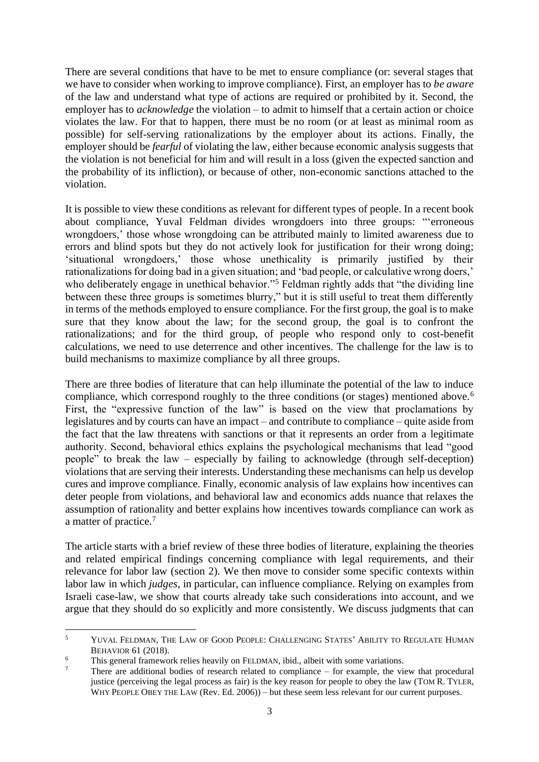There are several conditions that have to be met to ensure compliance (or: several stages that we have to consider when working to improve compliance). First, an employer has to *be aware* of the law and understand what type of actions are required or prohibited by it. Second, the employer has to *acknowledge* the violation – to admit to himself that a certain action or choice violates the law. For that to happen, there must be no room (or at least as minimal room as possible) for self-serving rationalizations by the employer about its actions. Finally, the employer should be *fearful* of violating the law, either because economic analysis suggests that the violation is not beneficial for him and will result in a loss (given the expected sanction and the probability of its infliction), or because of other, non-economic sanctions attached to the violation.

It is possible to view these conditions as relevant for different types of people. In a recent book about compliance, Yuval Feldman divides wrongdoers into three groups: "'erroneous wrongdoers,' those whose wrongdoing can be attributed mainly to limited awareness due to errors and blind spots but they do not actively look for justification for their wrong doing; 'situational wrongdoers,' those whose unethicality is primarily justified by their rationalizations for doing bad in a given situation; and 'bad people, or calculative wrong doers,' who deliberately engage in unethical behavior."[5] Feldman rightly adds that "the dividing line between these three groups is sometimes blurry," but it is still useful to treat them differently in terms of the methods employed to ensure compliance. For the first group, the goal is to make sure that they know about the law; for the second group, the goal is to confront the rationalizations; and for the third group, of people who respond only to cost-benefit calculations, we need to use deterrence and other incentives. The challenge for the law is to build mechanisms to maximize compliance by all three groups.

There are three bodies of literature that can help illuminate the potential of the law to induce compliance, which correspond roughly to the three conditions (or stages) mentioned above.[6] First, the "expressive function of the law" is based on the view that proclamations by legislatures and by courts can have an impact – and contribute to compliance – quite aside from the fact that the law threatens with sanctions or that it represents an order from a legitimate authority. Second, behavioral ethics explains the psychological mechanisms that lead "good people" to break the law – especially by failing to acknowledge (through self-deception) violations that are serving their interests. Understanding these mechanisms can help us develop cures and improve compliance. Finally, economic analysis of law explains how incentives can deter people from violations, and behavioral law and economics adds nuance that relaxes the assumption of rationality and better explains how incentives towards compliance can work as a matter of practice.[7]

The article starts with a brief review of these three bodies of literature, explaining the theories and related empirical findings concerning compliance with legal requirements, and their relevance for labor law (section 2). We then move to consider some specific contexts within labor law in which *judges*, in particular, can influence compliance. Relying on examples from Israeli case-law, we show that courts already take such considerations into account, and we argue that they should do so explicitly and more consistently. We discuss judgments that can

---

[5] YUVAL FELDMAN, THE LAW OF GOOD PEOPLE: CHALLENGING STATES' ABILITY TO REGULATE HUMAN BEHAVIOR 61 (2018).

[6] This general framework relies heavily on FELDMAN, ibid., albeit with some variations.

[7] There are additional bodies of research related to compliance – for example, the view that procedural justice (perceiving the legal process as fair) is the key reason for people to obey the law (TOM R. TYLER, WHY PEOPLE OBEY THE LAW (Rev. Ed. 2006)) – but these seem less relevant for our current purposes.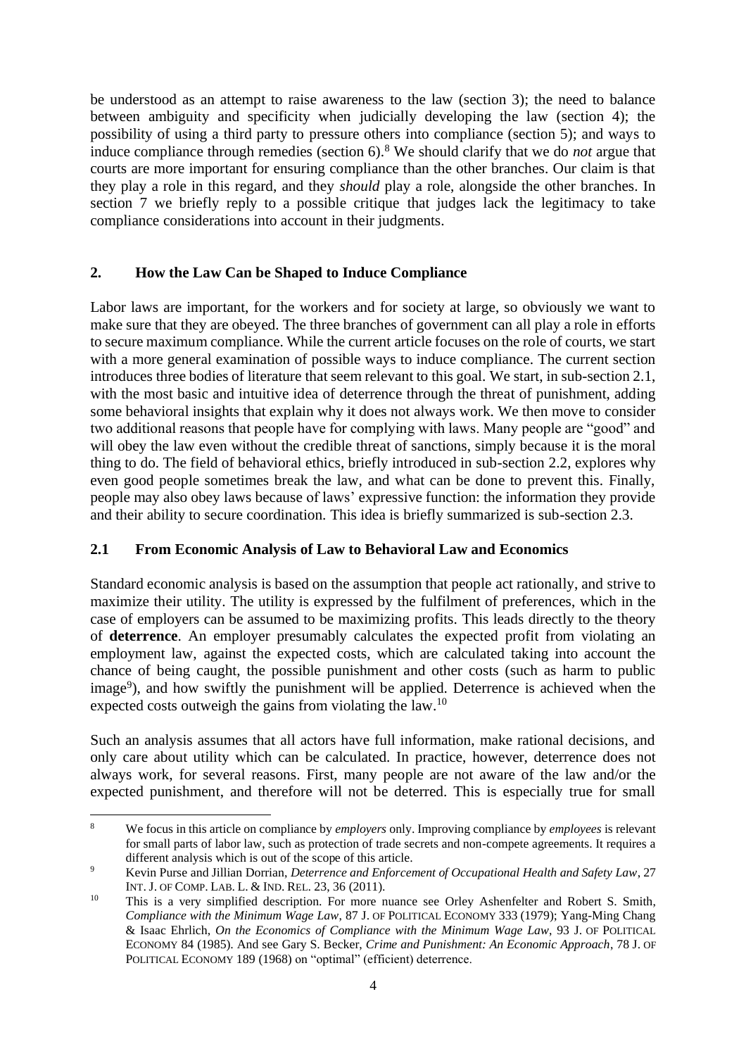be understood as an attempt to raise awareness to the law (section 3); the need to balance between ambiguity and specificity when judicially developing the law (section 4); the possibility of using a third party to pressure others into compliance (section 5); and ways to induce compliance through remedies (section 6).[8] We should clarify that we do *not* argue that courts are more important for ensuring compliance than the other branches. Our claim is that they play a role in this regard, and they *should* play a role, alongside the other branches. In section 7 we briefly reply to a possible critique that judges lack the legitimacy to take compliance considerations into account in their judgments.

## 2. How the Law Can be Shaped to Induce Compliance

Labor laws are important, for the workers and for society at large, so obviously we want to make sure that they are obeyed. The three branches of government can all play a role in efforts to secure maximum compliance. While the current article focuses on the role of courts, we start with a more general examination of possible ways to induce compliance. The current section introduces three bodies of literature that seem relevant to this goal. We start, in sub-section 2.1, with the most basic and intuitive idea of deterrence through the threat of punishment, adding some behavioral insights that explain why it does not always work. We then move to consider two additional reasons that people have for complying with laws. Many people are "good" and will obey the law even without the credible threat of sanctions, simply because it is the moral thing to do. The field of behavioral ethics, briefly introduced in sub-section 2.2, explores why even good people sometimes break the law, and what can be done to prevent this. Finally, people may also obey laws because of laws' expressive function: the information they provide and their ability to secure coordination. This idea is briefly summarized is sub-section 2.3.

### 2.1 From Economic Analysis of Law to Behavioral Law and Economics

Standard economic analysis is based on the assumption that people act rationally, and strive to maximize their utility. The utility is expressed by the fulfilment of preferences, which in the case of employers can be assumed to be maximizing profits. This leads directly to the theory of **deterrence**. An employer presumably calculates the expected profit from violating an employment law, against the expected costs, which are calculated taking into account the chance of being caught, the possible punishment and other costs (such as harm to public image[9]), and how swiftly the punishment will be applied. Deterrence is achieved when the expected costs outweigh the gains from violating the law.[10]

Such an analysis assumes that all actors have full information, make rational decisions, and only care about utility which can be calculated. In practice, however, deterrence does not always work, for several reasons. First, many people are not aware of the law and/or the expected punishment, and therefore will not be deterred. This is especially true for small

---

[8] We focus in this article on compliance by *employers* only. Improving compliance by *employees* is relevant for small parts of labor law, such as protection of trade secrets and non-compete agreements. It requires a different analysis which is out of the scope of this article.

[9] Kevin Purse and Jillian Dorrian, *Deterrence and Enforcement of Occupational Health and Safety Law*, 27 INT. J. OF COMP. LAB. L. & IND. REL. 23, 36 (2011).

[10] This is a very simplified description. For more nuance see Orley Ashenfelter and Robert S. Smith, *Compliance with the Minimum Wage Law*, 87 J. OF POLITICAL ECONOMY 333 (1979); Yang-Ming Chang & Isaac Ehrlich, *On the Economics of Compliance with the Minimum Wage Law*, 93 J. OF POLITICAL ECONOMY 84 (1985). And see Gary S. Becker, *Crime and Punishment: An Economic Approach*, 78 J. OF POLITICAL ECONOMY 189 (1968) on "optimal" (efficient) deterrence.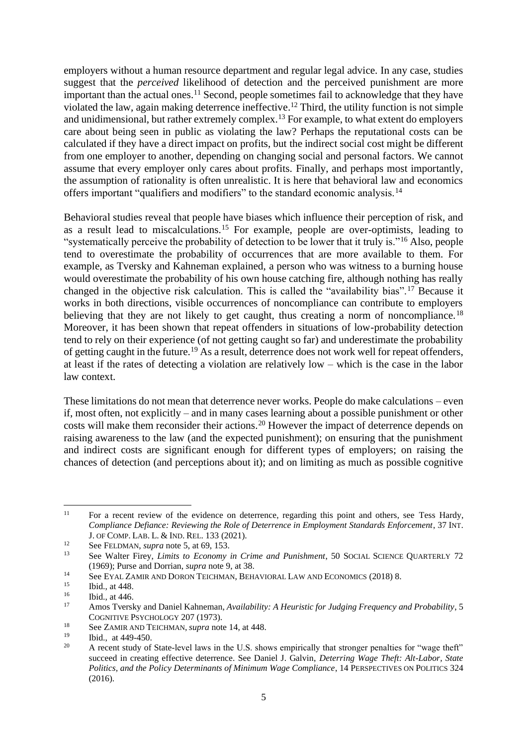employers without a human resource department and regular legal advice. In any case, studies suggest that the *perceived* likelihood of detection and the perceived punishment are more important than the actual ones.[11] Second, people sometimes fail to acknowledge that they have violated the law, again making deterrence ineffective.[12] Third, the utility function is not simple and unidimensional, but rather extremely complex.[13] For example, to what extent do employers care about being seen in public as violating the law? Perhaps the reputational costs can be calculated if they have a direct impact on profits, but the indirect social cost might be different from one employer to another, depending on changing social and personal factors. We cannot assume that every employer only cares about profits. Finally, and perhaps most importantly, the assumption of rationality is often unrealistic. It is here that behavioral law and economics offers important "qualifiers and modifiers" to the standard economic analysis.[14]

Behavioral studies reveal that people have biases which influence their perception of risk, and as a result lead to miscalculations.[15] For example, people are over-optimists, leading to "systematically perceive the probability of detection to be lower that it truly is."[16] Also, people tend to overestimate the probability of occurrences that are more available to them. For example, as Tversky and Kahneman explained, a person who was witness to a burning house would overestimate the probability of his own house catching fire, although nothing has really changed in the objective risk calculation. This is called the "availability bias".[17] Because it works in both directions, visible occurrences of noncompliance can contribute to employers believing that they are not likely to get caught, thus creating a norm of noncompliance.[18] Moreover, it has been shown that repeat offenders in situations of low-probability detection tend to rely on their experience (of not getting caught so far) and underestimate the probability of getting caught in the future.[19] As a result, deterrence does not work well for repeat offenders, at least if the rates of detecting a violation are relatively low – which is the case in the labor law context.

These limitations do not mean that deterrence never works. People do make calculations – even if, most often, not explicitly – and in many cases learning about a possible punishment or other costs will make them reconsider their actions.[20] However the impact of deterrence depends on raising awareness to the law (and the expected punishment); on ensuring that the punishment and indirect costs are significant enough for different types of employers; on raising the chances of detection (and perceptions about it); and on limiting as much as possible cognitive

---

[11] For a recent review of the evidence on deterrence, regarding this point and others, see Tess Hardy, *Compliance Defiance: Reviewing the Role of Deterrence in Employment Standards Enforcement*, 37 INT. J. OF COMP. LAB. L. & IND. REL. 133 (2021).

[12] See FELDMAN, *supra* note 5, at 69, 153.

[13] See Walter Firey, *Limits to Economy in Crime and Punishment*, 50 SOCIAL SCIENCE QUARTERLY 72 (1969); Purse and Dorrian, *supra* note 9, at 38.

[14] See EYAL ZAMIR AND DORON TEICHMAN, BEHAVIORAL LAW AND ECONOMICS (2018) 8.

[15] Ibid., at 448.

[16] Ibid., at 446.

[17] Amos Tversky and Daniel Kahneman, *Availability: A Heuristic for Judging Frequency and Probability*, 5 COGNITIVE PSYCHOLOGY 207 (1973).

[18] See ZAMIR AND TEICHMAN, *supra* note 14, at 448.

[19] Ibid., at 449-450.

[20] A recent study of State-level laws in the U.S. shows empirically that stronger penalties for "wage theft" succeed in creating effective deterrence. See Daniel J. Galvin, *Deterring Wage Theft: Alt-Labor, State Politics, and the Policy Determinants of Minimum Wage Compliance*, 14 PERSPECTIVES ON POLITICS 324 (2016).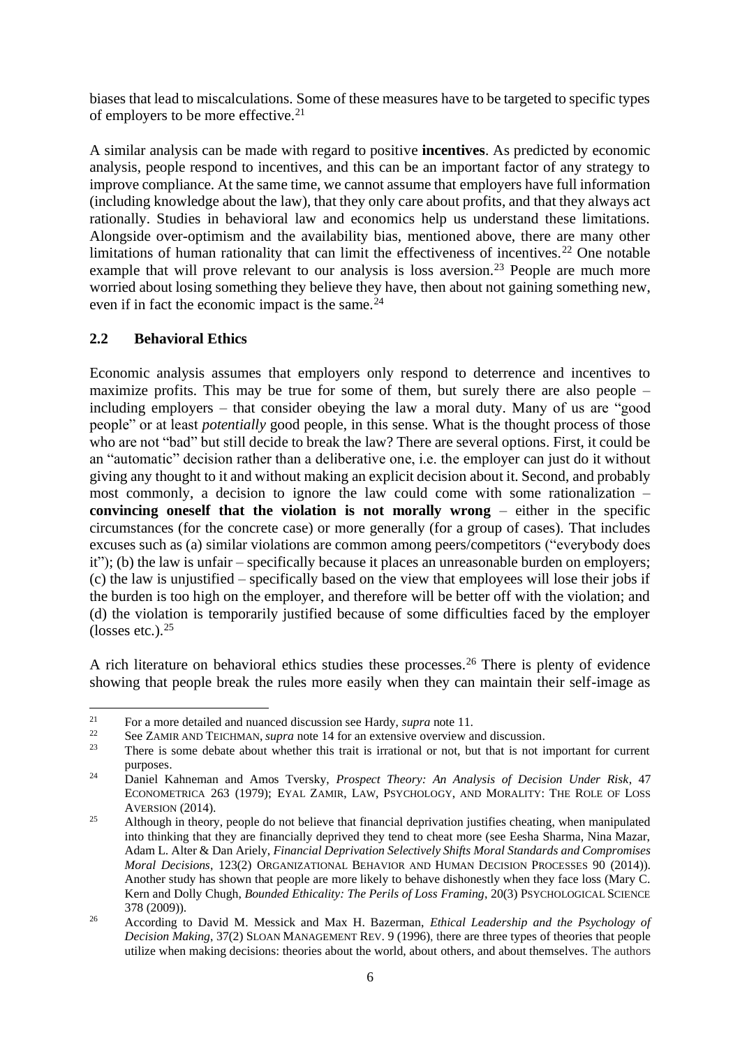biases that lead to miscalculations. Some of these measures have to be targeted to specific types of employers to be more effective.[21]

A similar analysis can be made with regard to positive **incentives**. As predicted by economic analysis, people respond to incentives, and this can be an important factor of any strategy to improve compliance. At the same time, we cannot assume that employers have full information (including knowledge about the law), that they only care about profits, and that they always act rationally. Studies in behavioral law and economics help us understand these limitations. Alongside over-optimism and the availability bias, mentioned above, there are many other limitations of human rationality that can limit the effectiveness of incentives.[22] One notable example that will prove relevant to our analysis is loss aversion.[23] People are much more worried about losing something they believe they have, then about not gaining something new, even if in fact the economic impact is the same.[24]

## 2.2 Behavioral Ethics

Economic analysis assumes that employers only respond to deterrence and incentives to maximize profits. This may be true for some of them, but surely there are also people – including employers – that consider obeying the law a moral duty. Many of us are "good people" or at least *potentially* good people, in this sense. What is the thought process of those who are not "bad" but still decide to break the law? There are several options. First, it could be an "automatic" decision rather than a deliberative one, i.e. the employer can just do it without giving any thought to it and without making an explicit decision about it. Second, and probably most commonly, a decision to ignore the law could come with some rationalization – **convincing oneself that the violation is not morally wrong** – either in the specific circumstances (for the concrete case) or more generally (for a group of cases). That includes excuses such as (a) similar violations are common among peers/competitors ("everybody does it"); (b) the law is unfair – specifically because it places an unreasonable burden on employers; (c) the law is unjustified – specifically based on the view that employees will lose their jobs if the burden is too high on the employer, and therefore will be better off with the violation; and (d) the violation is temporarily justified because of some difficulties faced by the employer (losses etc.).[25]

A rich literature on behavioral ethics studies these processes.[26] There is plenty of evidence showing that people break the rules more easily when they can maintain their self-image as

---

[21] For a more detailed and nuanced discussion see Hardy, *supra* note 11.

[22] See ZAMIR AND TEICHMAN, *supra* note 14 for an extensive overview and discussion.

[23] There is some debate about whether this trait is irrational or not, but that is not important for current purposes.

[24] Daniel Kahneman and Amos Tversky, *Prospect Theory: An Analysis of Decision Under Risk*, 47 ECONOMETRICA 263 (1979); EYAL ZAMIR, LAW, PSYCHOLOGY, AND MORALITY: THE ROLE OF LOSS AVERSION (2014).

[25] Although in theory, people do not believe that financial deprivation justifies cheating, when manipulated into thinking that they are financially deprived they tend to cheat more (see Eesha Sharma, Nina Mazar, Adam L. Alter & Dan Ariely, *Financial Deprivation Selectively Shifts Moral Standards and Compromises Moral Decisions*, 123(2) ORGANIZATIONAL BEHAVIOR AND HUMAN DECISION PROCESSES 90 (2014)). Another study has shown that people are more likely to behave dishonestly when they face loss (Mary C. Kern and Dolly Chugh, *Bounded Ethicality: The Perils of Loss Framing*, 20(3) PSYCHOLOGICAL SCIENCE 378 (2009)).

[26] According to David M. Messick and Max H. Bazerman, *Ethical Leadership and the Psychology of Decision Making*, 37(2) SLOAN MANAGEMENT REV. 9 (1996), there are three types of theories that people utilize when making decisions: theories about the world, about others, and about themselves. The authors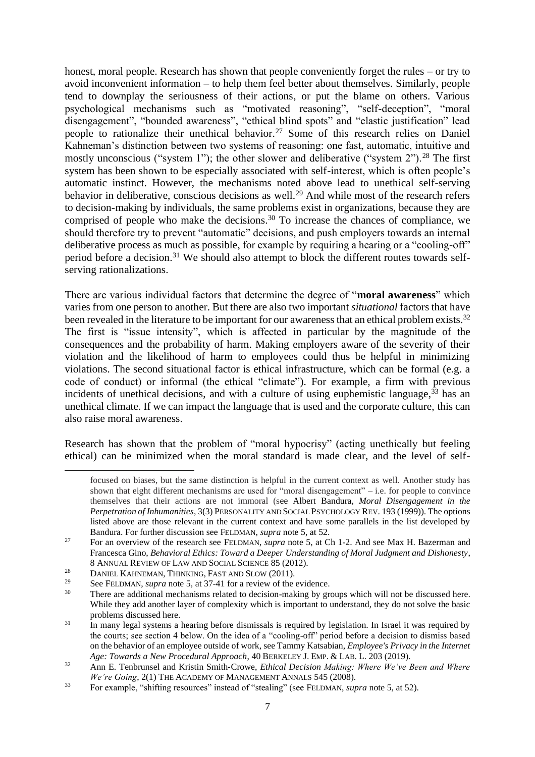honest, moral people. Research has shown that people conveniently forget the rules – or try to avoid inconvenient information – to help them feel better about themselves. Similarly, people tend to downplay the seriousness of their actions, or put the blame on others. Various psychological mechanisms such as "motivated reasoning", "self-deception", "moral disengagement", "bounded awareness", "ethical blind spots" and "elastic justification" lead people to rationalize their unethical behavior.[27] Some of this research relies on Daniel Kahneman's distinction between two systems of reasoning: one fast, automatic, intuitive and mostly unconscious ("system 1"); the other slower and deliberative ("system 2").[28] The first system has been shown to be especially associated with self-interest, which is often people's automatic instinct. However, the mechanisms noted above lead to unethical self-serving behavior in deliberative, conscious decisions as well.[29] And while most of the research refers to decision-making by individuals, the same problems exist in organizations, because they are comprised of people who make the decisions.[30] To increase the chances of compliance, we should therefore try to prevent "automatic" decisions, and push employers towards an internal deliberative process as much as possible, for example by requiring a hearing or a "cooling-off" period before a decision.[31] We should also attempt to block the different routes towards self-serving rationalizations.

There are various individual factors that determine the degree of "**moral awareness**" which varies from one person to another. But there are also two important *situational* factors that have been revealed in the literature to be important for our awareness that an ethical problem exists.[32] The first is "issue intensity", which is affected in particular by the magnitude of the consequences and the probability of harm. Making employers aware of the severity of their violation and the likelihood of harm to employees could thus be helpful in minimizing violations. The second situational factor is ethical infrastructure, which can be formal (e.g. a code of conduct) or informal (the ethical "climate"). For example, a firm with previous incidents of unethical decisions, and with a culture of using euphemistic language,[33] has an unethical climate. If we can impact the language that is used and the corporate culture, this can also raise moral awareness.

Research has shown that the problem of "moral hypocrisy" (acting unethically but feeling ethical) can be minimized when the moral standard is made clear, and the level of self-

---

focused on biases, but the same distinction is helpful in the current context as well. Another study has shown that eight different mechanisms are used for "moral disengagement" – i.e. for people to convince themselves that their actions are not immoral (see Albert Bandura, *Moral Disengagement in the Perpetration of Inhumanities*, 3(3) PERSONALITY AND SOCIAL PSYCHOLOGY REV. 193 (1999)). The options listed above are those relevant in the current context and have some parallels in the list developed by Bandura. For further discussion see FELDMAN, *supra* note 5, at 52.

[27] For an overview of the research see FELDMAN, *supra* note 5, at Ch 1-2. And see Max H. Bazerman and Francesca Gino, *Behavioral Ethics: Toward a Deeper Understanding of Moral Judgment and Dishonesty*, 8 ANNUAL REVIEW OF LAW AND SOCIAL SCIENCE 85 (2012).

[28] DANIEL KAHNEMAN, THINKING, FAST AND SLOW (2011).

[29] See FELDMAN, *supra* note 5, at 37-41 for a review of the evidence.

[30] There are additional mechanisms related to decision-making by groups which will not be discussed here. While they add another layer of complexity which is important to understand, they do not solve the basic problems discussed here.

[31] In many legal systems a hearing before dismissals is required by legislation. In Israel it was required by the courts; see section 4 below. On the idea of a "cooling-off" period before a decision to dismiss based on the behavior of an employee outside of work, see Tammy Katsabian, *Employee's Privacy in the Internet Age: Towards a New Procedural Approach*, 40 BERKELEY J. EMP. & LAB. L. 203 (2019).

[32] Ann E. Tenbrunsel and Kristin Smith-Crowe, *Ethical Decision Making: Where We've Been and Where We're Going*, 2(1) THE ACADEMY OF MANAGEMENT ANNALS 545 (2008).

[33] For example, "shifting resources" instead of "stealing" (see FELDMAN, *supra* note 5, at 52).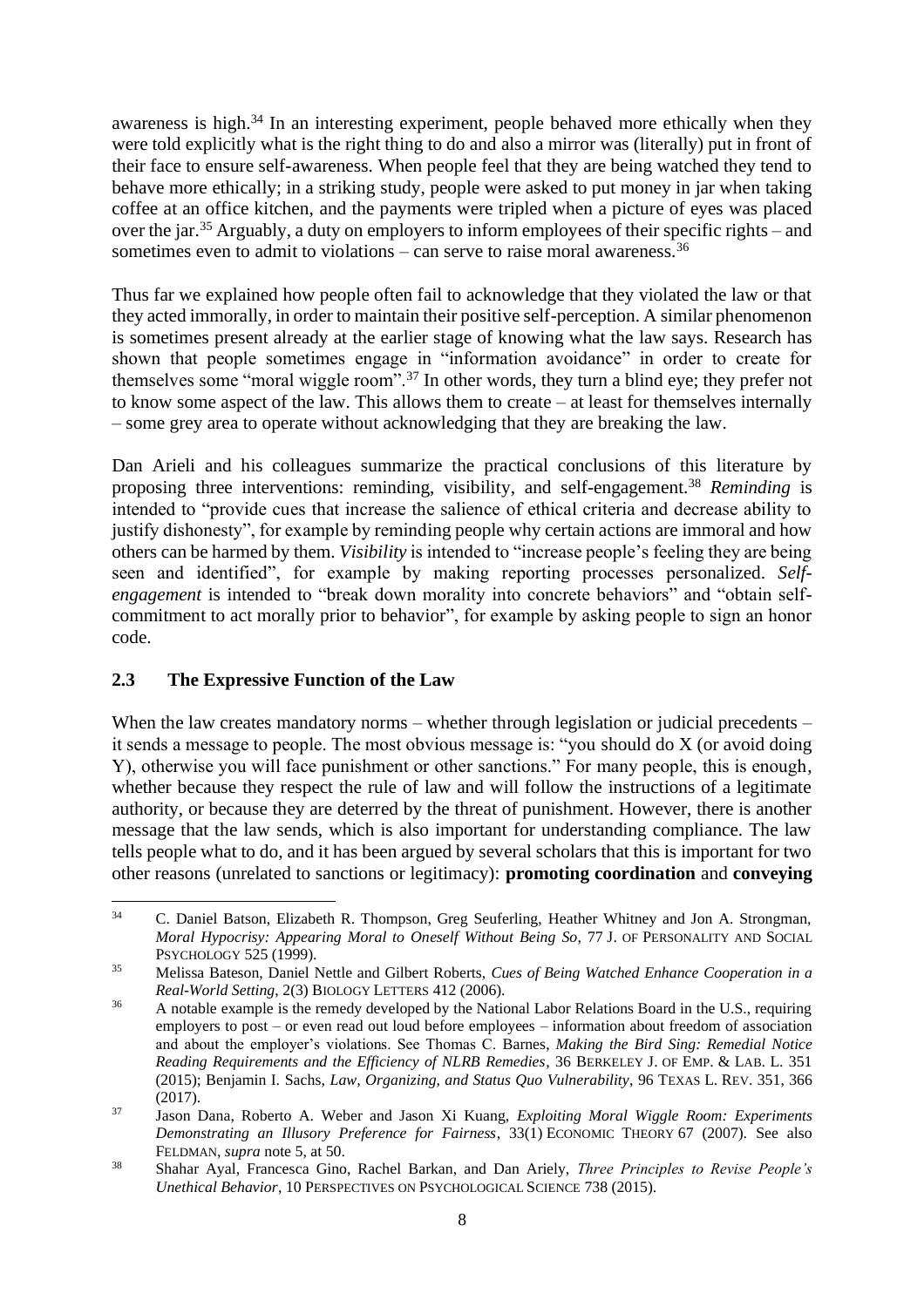awareness is high.[34] In an interesting experiment, people behaved more ethically when they were told explicitly what is the right thing to do and also a mirror was (literally) put in front of their face to ensure self-awareness. When people feel that they are being watched they tend to behave more ethically; in a striking study, people were asked to put money in jar when taking coffee at an office kitchen, and the payments were tripled when a picture of eyes was placed over the jar.[35] Arguably, a duty on employers to inform employees of their specific rights – and sometimes even to admit to violations – can serve to raise moral awareness.[36]

Thus far we explained how people often fail to acknowledge that they violated the law or that they acted immorally, in order to maintain their positive self-perception. A similar phenomenon is sometimes present already at the earlier stage of knowing what the law says. Research has shown that people sometimes engage in "information avoidance" in order to create for themselves some "moral wiggle room".[37] In other words, they turn a blind eye; they prefer not to know some aspect of the law. This allows them to create – at least for themselves internally – some grey area to operate without acknowledging that they are breaking the law.

Dan Arieli and his colleagues summarize the practical conclusions of this literature by proposing three interventions: reminding, visibility, and self-engagement.[38] *Reminding* is intended to "provide cues that increase the salience of ethical criteria and decrease ability to justify dishonesty", for example by reminding people why certain actions are immoral and how others can be harmed by them. *Visibility* is intended to "increase people's feeling they are being seen and identified", for example by making reporting processes personalized. *Self-engagement* is intended to "break down morality into concrete behaviors" and "obtain self-commitment to act morally prior to behavior", for example by asking people to sign an honor code.

## 2.3 The Expressive Function of the Law

When the law creates mandatory norms – whether through legislation or judicial precedents – it sends a message to people. The most obvious message is: "you should do X (or avoid doing Y), otherwise you will face punishment or other sanctions." For many people, this is enough, whether because they respect the rule of law and will follow the instructions of a legitimate authority, or because they are deterred by the threat of punishment. However, there is another message that the law sends, which is also important for understanding compliance. The law tells people what to do, and it has been argued by several scholars that this is important for two other reasons (unrelated to sanctions or legitimacy): **promoting coordination** and **conveying**

---

[34] C. Daniel Batson, Elizabeth R. Thompson, Greg Seuferling, Heather Whitney and Jon A. Strongman, *Moral Hypocrisy: Appearing Moral to Oneself Without Being So*, 77 J. OF PERSONALITY AND SOCIAL PSYCHOLOGY 525 (1999).

[35] Melissa Bateson, Daniel Nettle and Gilbert Roberts, *Cues of Being Watched Enhance Cooperation in a Real-World Setting*, 2(3) BIOLOGY LETTERS 412 (2006).

[36] A notable example is the remedy developed by the National Labor Relations Board in the U.S., requiring employers to post – or even read out loud before employees – information about freedom of association and about the employer's violations. See Thomas C. Barnes, *Making the Bird Sing: Remedial Notice Reading Requirements and the Efficiency of NLRB Remedies*, 36 BERKELEY J. OF EMP. & LAB. L. 351 (2015); Benjamin I. Sachs, *Law, Organizing, and Status Quo Vulnerability*, 96 TEXAS L. REV. 351, 366 (2017).

[37] Jason Dana, Roberto A. Weber and Jason Xi Kuang, *Exploiting Moral Wiggle Room: Experiments Demonstrating an Illusory Preference for Fairness*, 33(1) ECONOMIC THEORY 67 (2007). See also FELDMAN, *supra* note 5, at 50.

[38] Shahar Ayal, Francesca Gino, Rachel Barkan, and Dan Ariely, *Three Principles to Revise People's Unethical Behavior*, 10 PERSPECTIVES ON PSYCHOLOGICAL SCIENCE 738 (2015).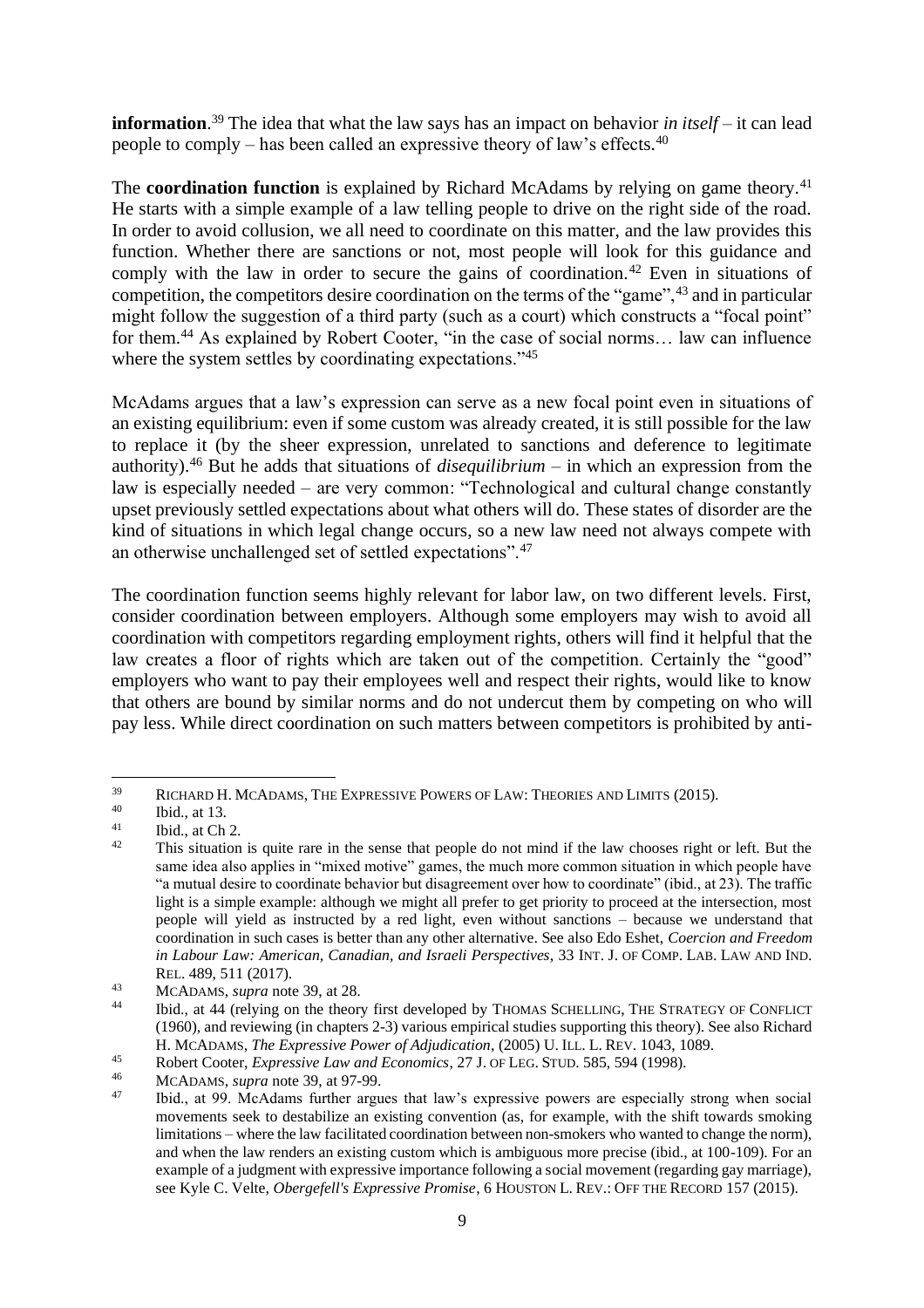**information**.[39] The idea that what the law says has an impact on behavior *in itself* – it can lead people to comply – has been called an expressive theory of law's effects.[40]

The **coordination function** is explained by Richard McAdams by relying on game theory.[41] He starts with a simple example of a law telling people to drive on the right side of the road. In order to avoid collusion, we all need to coordinate on this matter, and the law provides this function. Whether there are sanctions or not, most people will look for this guidance and comply with the law in order to secure the gains of coordination.[42] Even in situations of competition, the competitors desire coordination on the terms of the "game",[43] and in particular might follow the suggestion of a third party (such as a court) which constructs a "focal point" for them.[44] As explained by Robert Cooter, "in the case of social norms… law can influence where the system settles by coordinating expectations."[45]

McAdams argues that a law's expression can serve as a new focal point even in situations of an existing equilibrium: even if some custom was already created, it is still possible for the law to replace it (by the sheer expression, unrelated to sanctions and deference to legitimate authority).[46] But he adds that situations of *disequilibrium* – in which an expression from the law is especially needed – are very common: "Technological and cultural change constantly upset previously settled expectations about what others will do. These states of disorder are the kind of situations in which legal change occurs, so a new law need not always compete with an otherwise unchallenged set of settled expectations".[47]

The coordination function seems highly relevant for labor law, on two different levels. First, consider coordination between employers. Although some employers may wish to avoid all coordination with competitors regarding employment rights, others will find it helpful that the law creates a floor of rights which are taken out of the competition. Certainly the "good" employers who want to pay their employees well and respect their rights, would like to know that others are bound by similar norms and do not undercut them by competing on who will pay less. While direct coordination on such matters between competitors is prohibited by anti-

---

[39] Richard H. McAdams, The Expressive Powers of Law: Theories and Limits (2015).

[40] Ibid., at 13.

[41] Ibid., at Ch 2.

[42] This situation is quite rare in the sense that people do not mind if the law chooses right or left. But the same idea also applies in "mixed motive" games, the much more common situation in which people have "a mutual desire to coordinate behavior but disagreement over how to coordinate" (ibid., at 23). The traffic light is a simple example: although we might all prefer to get priority to proceed at the intersection, most people will yield as instructed by a red light, even without sanctions – because we understand that coordination in such cases is better than any other alternative. See also Edo Eshet, *Coercion and Freedom in Labour Law: American, Canadian, and Israeli Perspectives*, 33 Int. J. of Comp. Lab. Law and Ind. Rel. 489, 511 (2017).

[43] McAdams, *supra* note 39, at 28.

[44] Ibid., at 44 (relying on the theory first developed by Thomas Schelling, The Strategy of Conflict (1960), and reviewing (in chapters 2-3) various empirical studies supporting this theory). See also Richard H. McAdams, *The Expressive Power of Adjudication*, (2005) U. Ill. L. Rev. 1043, 1089.

[45] Robert Cooter, *Expressive Law and Economics*, 27 J. of Leg. Stud. 585, 594 (1998).

[46] McAdams, *supra* note 39, at 97-99.

[47] Ibid., at 99. McAdams further argues that law's expressive powers are especially strong when social movements seek to destabilize an existing convention (as, for example, with the shift towards smoking limitations – where the law facilitated coordination between non-smokers who wanted to change the norm), and when the law renders an existing custom which is ambiguous more precise (ibid., at 100-109). For an example of a judgment with expressive importance following a social movement (regarding gay marriage), see Kyle C. Velte, *Obergefell's Expressive Promise*, 6 Houston L. Rev.: Off the Record 157 (2015).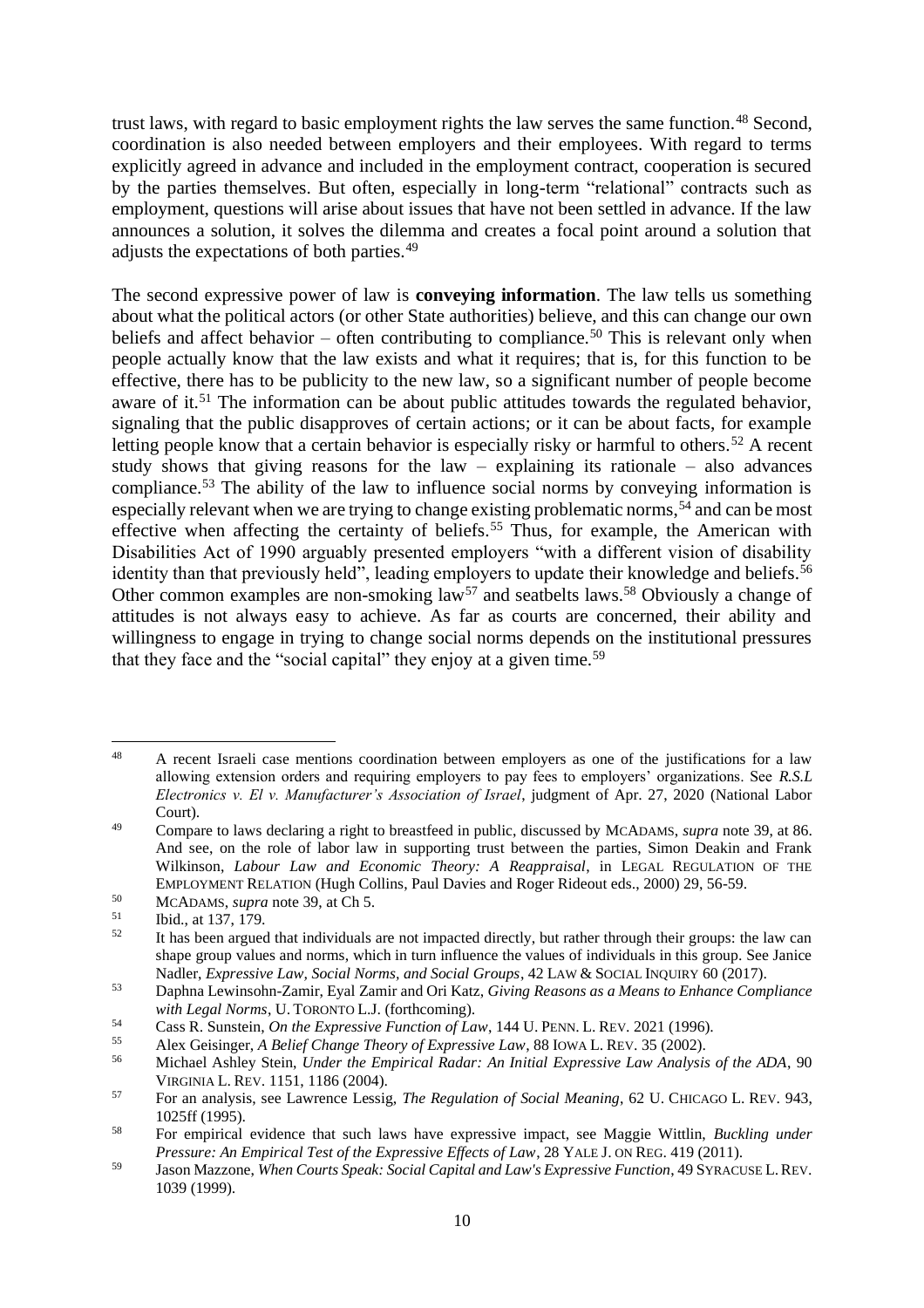trust laws, with regard to basic employment rights the law serves the same function.[48] Second, coordination is also needed between employers and their employees. With regard to terms explicitly agreed in advance and included in the employment contract, cooperation is secured by the parties themselves. But often, especially in long-term "relational" contracts such as employment, questions will arise about issues that have not been settled in advance. If the law announces a solution, it solves the dilemma and creates a focal point around a solution that adjusts the expectations of both parties.[49]

The second expressive power of law is **conveying information**. The law tells us something about what the political actors (or other State authorities) believe, and this can change our own beliefs and affect behavior – often contributing to compliance.[50] This is relevant only when people actually know that the law exists and what it requires; that is, for this function to be effective, there has to be publicity to the new law, so a significant number of people become aware of it.[51] The information can be about public attitudes towards the regulated behavior, signaling that the public disapproves of certain actions; or it can be about facts, for example letting people know that a certain behavior is especially risky or harmful to others.[52] A recent study shows that giving reasons for the law – explaining its rationale – also advances compliance.[53] The ability of the law to influence social norms by conveying information is especially relevant when we are trying to change existing problematic norms,[54] and can be most effective when affecting the certainty of beliefs.[55] Thus, for example, the American with Disabilities Act of 1990 arguably presented employers "with a different vision of disability identity than that previously held", leading employers to update their knowledge and beliefs.[56] Other common examples are non-smoking law[57] and seatbelts laws.[58] Obviously a change of attitudes is not always easy to achieve. As far as courts are concerned, their ability and willingness to engage in trying to change social norms depends on the institutional pressures that they face and the "social capital" they enjoy at a given time.[59]

---

[48] A recent Israeli case mentions coordination between employers as one of the justifications for a law allowing extension orders and requiring employers to pay fees to employers' organizations. See *R.S.L Electronics v. El v. Manufacturer's Association of Israel*, judgment of Apr. 27, 2020 (National Labor Court).

[49] Compare to laws declaring a right to breastfeed in public, discussed by MCADAMS, *supra* note 39, at 86. And see, on the role of labor law in supporting trust between the parties, Simon Deakin and Frank Wilkinson, *Labour Law and Economic Theory: A Reappraisal*, in LEGAL REGULATION OF THE EMPLOYMENT RELATION (Hugh Collins, Paul Davies and Roger Rideout eds., 2000) 29, 56-59.

[50] MCADAMS, *supra* note 39, at Ch 5.

[51] Ibid., at 137, 179.

[52] It has been argued that individuals are not impacted directly, but rather through their groups: the law can shape group values and norms, which in turn influence the values of individuals in this group. See Janice Nadler, *Expressive Law, Social Norms, and Social Groups*, 42 LAW & SOCIAL INQUIRY 60 (2017).

[53] Daphna Lewinsohn-Zamir, Eyal Zamir and Ori Katz, *Giving Reasons as a Means to Enhance Compliance with Legal Norms*, U. TORONTO L.J. (forthcoming).

[54] Cass R. Sunstein, *On the Expressive Function of Law*, 144 U. PENN. L. REV. 2021 (1996).

[55] Alex Geisinger, *A Belief Change Theory of Expressive Law*, 88 IOWA L. REV. 35 (2002).

[56] Michael Ashley Stein, *Under the Empirical Radar: An Initial Expressive Law Analysis of the ADA*, 90 VIRGINIA L. REV. 1151, 1186 (2004).

[57] For an analysis, see Lawrence Lessig, *The Regulation of Social Meaning*, 62 U. CHICAGO L. REV. 943, 1025ff (1995).

[58] For empirical evidence that such laws have expressive impact, see Maggie Wittlin, *Buckling under Pressure: An Empirical Test of the Expressive Effects of Law*, 28 YALE J. ON REG. 419 (2011).

[59] Jason Mazzone, *When Courts Speak: Social Capital and Law's Expressive Function*, 49 SYRACUSE L. REV. 1039 (1999).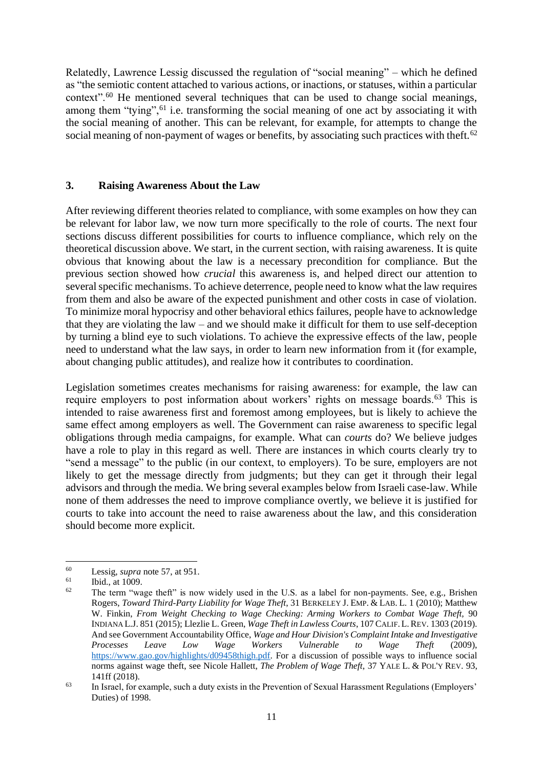Relatedly, Lawrence Lessig discussed the regulation of "social meaning" – which he defined as "the semiotic content attached to various actions, or inactions, or statuses, within a particular context".[60] He mentioned several techniques that can be used to change social meanings, among them "tying",[61] i.e. transforming the social meaning of one act by associating it with the social meaning of another. This can be relevant, for example, for attempts to change the social meaning of non-payment of wages or benefits, by associating such practices with theft.[62]

## 3. Raising Awareness About the Law

After reviewing different theories related to compliance, with some examples on how they can be relevant for labor law, we now turn more specifically to the role of courts. The next four sections discuss different possibilities for courts to influence compliance, which rely on the theoretical discussion above. We start, in the current section, with raising awareness. It is quite obvious that knowing about the law is a necessary precondition for compliance. But the previous section showed how *crucial* this awareness is, and helped direct our attention to several specific mechanisms. To achieve deterrence, people need to know what the law requires from them and also be aware of the expected punishment and other costs in case of violation. To minimize moral hypocrisy and other behavioral ethics failures, people have to acknowledge that they are violating the law – and we should make it difficult for them to use self-deception by turning a blind eye to such violations. To achieve the expressive effects of the law, people need to understand what the law says, in order to learn new information from it (for example, about changing public attitudes), and realize how it contributes to coordination.

Legislation sometimes creates mechanisms for raising awareness: for example, the law can require employers to post information about workers' rights on message boards.[63] This is intended to raise awareness first and foremost among employees, but is likely to achieve the same effect among employers as well. The Government can raise awareness to specific legal obligations through media campaigns, for example. What can *courts* do? We believe judges have a role to play in this regard as well. There are instances in which courts clearly try to "send a message" to the public (in our context, to employers). To be sure, employers are not likely to get the message directly from judgments; but they can get it through their legal advisors and through the media. We bring several examples below from Israeli case-law. While none of them addresses the need to improve compliance overtly, we believe it is justified for courts to take into account the need to raise awareness about the law, and this consideration should become more explicit.

---

[60] Lessig, *supra* note 57, at 951.

[61] Ibid., at 1009.

[62] The term "wage theft" is now widely used in the U.S. as a label for non-payments. See, e.g., Brishen Rogers, *Toward Third-Party Liability for Wage Theft*, 31 BERKELEY J. EMP. & LAB. L. 1 (2010); Matthew W. Finkin, *From Weight Checking to Wage Checking: Arming Workers to Combat Wage Theft*, 90 INDIANA L.J. 851 (2015); Llezlie L. Green, *Wage Theft in Lawless Courts*, 107 CALIF. L. REV. 1303 (2019). And see Government Accountability Office, *Wage and Hour Division's Complaint Intake and Investigative Processes Leave Low Wage Workers Vulnerable to Wage Theft* (2009), https://www.gao.gov/highlights/d09458thigh.pdf. For a discussion of possible ways to influence social norms against wage theft, see Nicole Hallett, *The Problem of Wage Theft*, 37 YALE L. & POL'Y REV. 93, 141ff (2018).

[63] In Israel, for example, such a duty exists in the Prevention of Sexual Harassment Regulations (Employers' Duties) of 1998.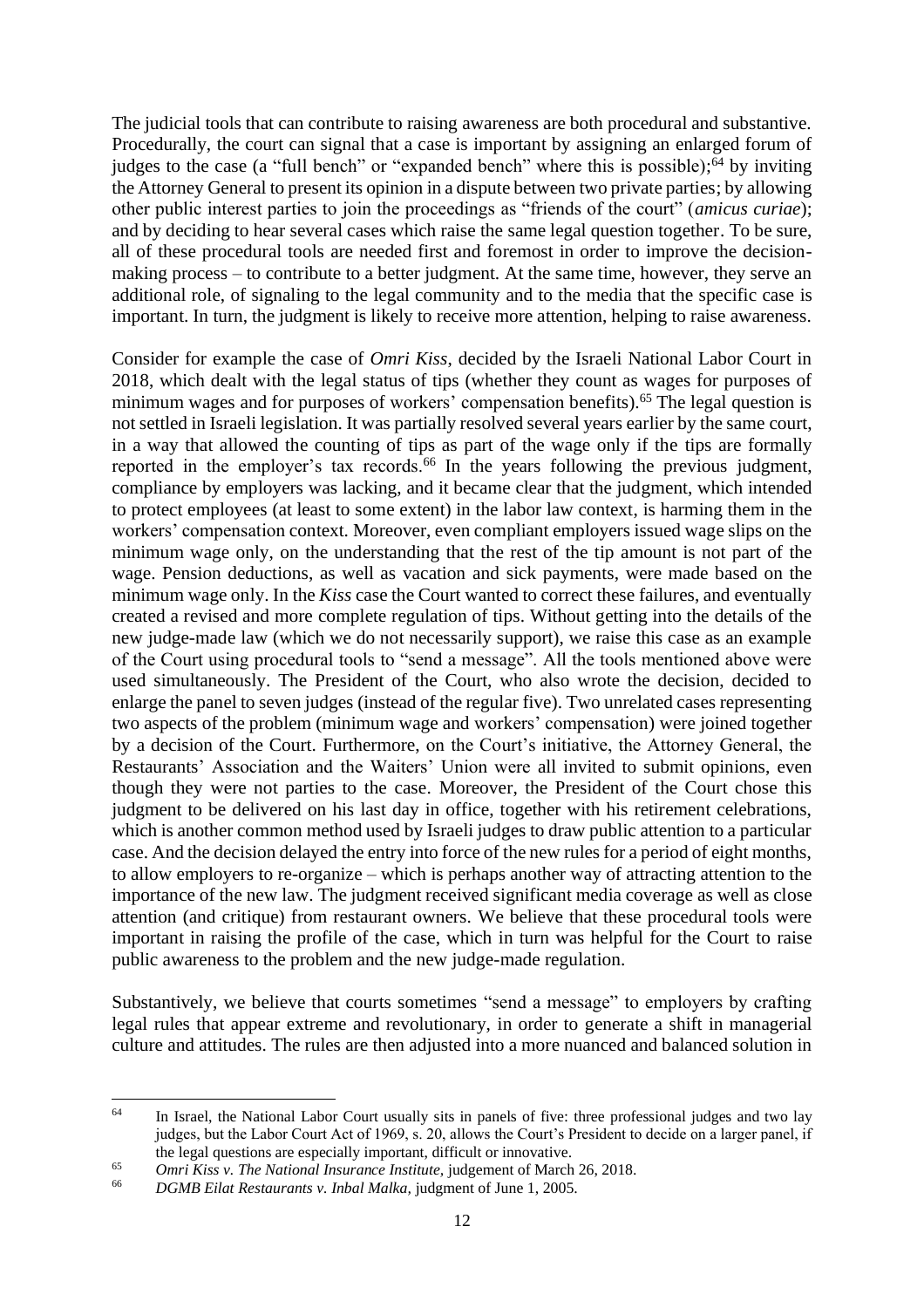The judicial tools that can contribute to raising awareness are both procedural and substantive. Procedurally, the court can signal that a case is important by assigning an enlarged forum of judges to the case (a "full bench" or "expanded bench" where this is possible);[64] by inviting the Attorney General to present its opinion in a dispute between two private parties; by allowing other public interest parties to join the proceedings as "friends of the court" (*amicus curiae*); and by deciding to hear several cases which raise the same legal question together. To be sure, all of these procedural tools are needed first and foremost in order to improve the decision-making process – to contribute to a better judgment. At the same time, however, they serve an additional role, of signaling to the legal community and to the media that the specific case is important. In turn, the judgment is likely to receive more attention, helping to raise awareness.

Consider for example the case of *Omri Kiss*, decided by the Israeli National Labor Court in 2018, which dealt with the legal status of tips (whether they count as wages for purposes of minimum wages and for purposes of workers' compensation benefits).[65] The legal question is not settled in Israeli legislation. It was partially resolved several years earlier by the same court, in a way that allowed the counting of tips as part of the wage only if the tips are formally reported in the employer's tax records.[66] In the years following the previous judgment, compliance by employers was lacking, and it became clear that the judgment, which intended to protect employees (at least to some extent) in the labor law context, is harming them in the workers' compensation context. Moreover, even compliant employers issued wage slips on the minimum wage only, on the understanding that the rest of the tip amount is not part of the wage. Pension deductions, as well as vacation and sick payments, were made based on the minimum wage only. In the *Kiss* case the Court wanted to correct these failures, and eventually created a revised and more complete regulation of tips. Without getting into the details of the new judge-made law (which we do not necessarily support), we raise this case as an example of the Court using procedural tools to "send a message". All the tools mentioned above were used simultaneously. The President of the Court, who also wrote the decision, decided to enlarge the panel to seven judges (instead of the regular five). Two unrelated cases representing two aspects of the problem (minimum wage and workers' compensation) were joined together by a decision of the Court. Furthermore, on the Court's initiative, the Attorney General, the Restaurants' Association and the Waiters' Union were all invited to submit opinions, even though they were not parties to the case. Moreover, the President of the Court chose this judgment to be delivered on his last day in office, together with his retirement celebrations, which is another common method used by Israeli judges to draw public attention to a particular case. And the decision delayed the entry into force of the new rules for a period of eight months, to allow employers to re-organize – which is perhaps another way of attracting attention to the importance of the new law. The judgment received significant media coverage as well as close attention (and critique) from restaurant owners. We believe that these procedural tools were important in raising the profile of the case, which in turn was helpful for the Court to raise public awareness to the problem and the new judge-made regulation.

Substantively, we believe that courts sometimes "send a message" to employers by crafting legal rules that appear extreme and revolutionary, in order to generate a shift in managerial culture and attitudes. The rules are then adjusted into a more nuanced and balanced solution in

---

[64] In Israel, the National Labor Court usually sits in panels of five: three professional judges and two lay judges, but the Labor Court Act of 1969, s. 20, allows the Court's President to decide on a larger panel, if the legal questions are especially important, difficult or innovative.

[65] *Omri Kiss v. The National Insurance Institute,* judgement of March 26, 2018.

[66] *DGMB Eilat Restaurants v. Inbal Malka,* judgment of June 1, 2005.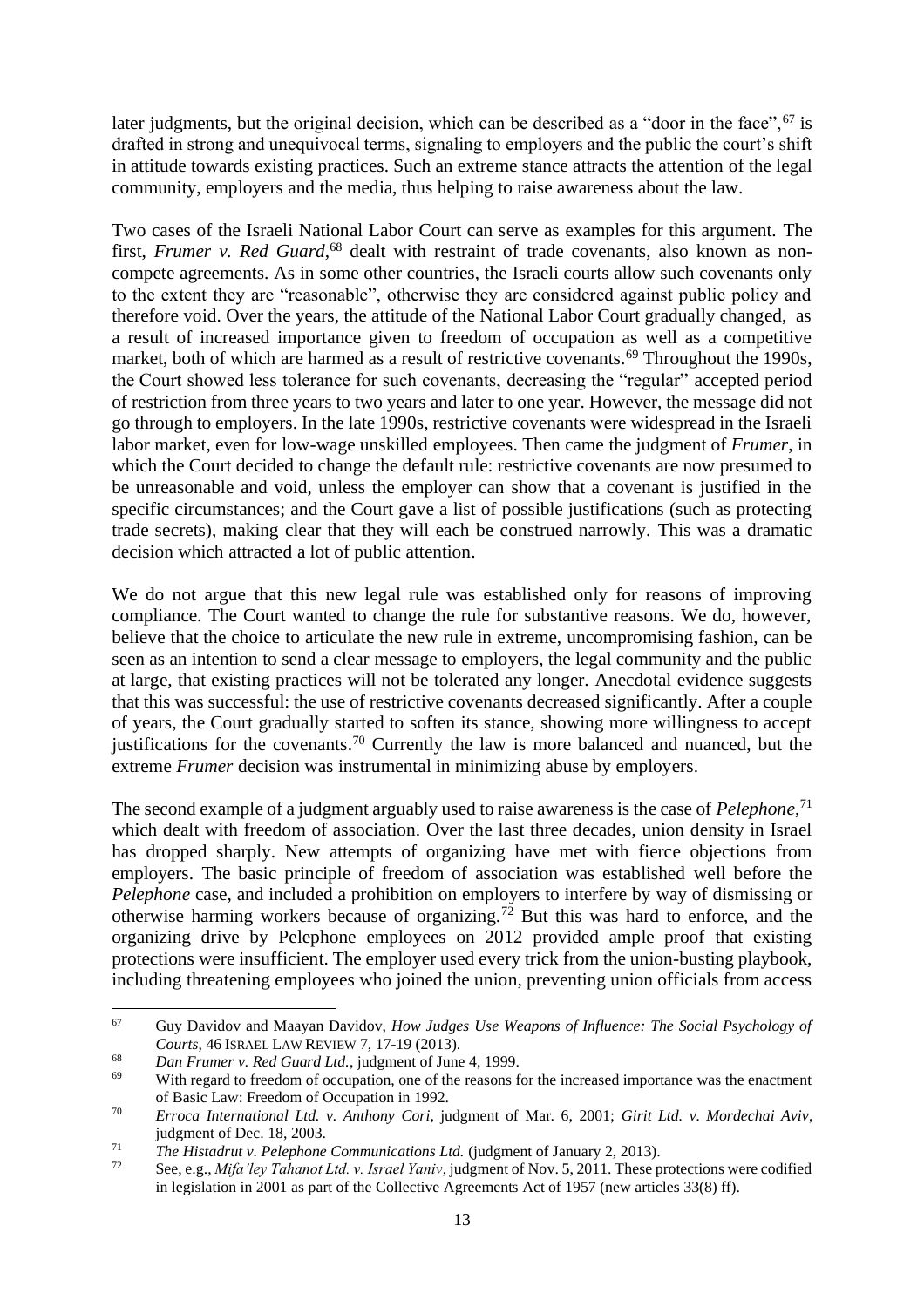later judgments, but the original decision, which can be described as a "door in the face",[67] is drafted in strong and unequivocal terms, signaling to employers and the public the court's shift in attitude towards existing practices. Such an extreme stance attracts the attention of the legal community, employers and the media, thus helping to raise awareness about the law.

Two cases of the Israeli National Labor Court can serve as examples for this argument. The first, *Frumer v. Red Guard*,[68] dealt with restraint of trade covenants, also known as non-compete agreements. As in some other countries, the Israeli courts allow such covenants only to the extent they are "reasonable", otherwise they are considered against public policy and therefore void. Over the years, the attitude of the National Labor Court gradually changed, as a result of increased importance given to freedom of occupation as well as a competitive market, both of which are harmed as a result of restrictive covenants.[69] Throughout the 1990s, the Court showed less tolerance for such covenants, decreasing the "regular" accepted period of restriction from three years to two years and later to one year. However, the message did not go through to employers. In the late 1990s, restrictive covenants were widespread in the Israeli labor market, even for low-wage unskilled employees. Then came the judgment of *Frumer*, in which the Court decided to change the default rule: restrictive covenants are now presumed to be unreasonable and void, unless the employer can show that a covenant is justified in the specific circumstances; and the Court gave a list of possible justifications (such as protecting trade secrets), making clear that they will each be construed narrowly. This was a dramatic decision which attracted a lot of public attention.

We do not argue that this new legal rule was established only for reasons of improving compliance. The Court wanted to change the rule for substantive reasons. We do, however, believe that the choice to articulate the new rule in extreme, uncompromising fashion, can be seen as an intention to send a clear message to employers, the legal community and the public at large, that existing practices will not be tolerated any longer. Anecdotal evidence suggests that this was successful: the use of restrictive covenants decreased significantly. After a couple of years, the Court gradually started to soften its stance, showing more willingness to accept justifications for the covenants.[70] Currently the law is more balanced and nuanced, but the extreme *Frumer* decision was instrumental in minimizing abuse by employers.

The second example of a judgment arguably used to raise awareness is the case of *Pelephone*,[71] which dealt with freedom of association. Over the last three decades, union density in Israel has dropped sharply. New attempts of organizing have met with fierce objections from employers. The basic principle of freedom of association was established well before the *Pelephone* case, and included a prohibition on employers to interfere by way of dismissing or otherwise harming workers because of organizing.[72] But this was hard to enforce, and the organizing drive by Pelephone employees on 2012 provided ample proof that existing protections were insufficient. The employer used every trick from the union-busting playbook, including threatening employees who joined the union, preventing union officials from access

---

[67] Guy Davidov and Maayan Davidov, *How Judges Use Weapons of Influence: The Social Psychology of Courts*, 46 ISRAEL LAW REVIEW 7, 17-19 (2013).

[68] *Dan Frumer v. Red Guard Ltd.*, judgment of June 4, 1999.

[69] With regard to freedom of occupation, one of the reasons for the increased importance was the enactment of Basic Law: Freedom of Occupation in 1992.

[70] *Erroca International Ltd. v. Anthony Cori*, judgment of Mar. 6, 2001; *Girit Ltd. v. Mordechai Aviv*, judgment of Dec. 18, 2003.

[71] *The Histadrut v. Pelephone Communications Ltd.* (judgment of January 2, 2013).

[72] See, e.g., *Mifa'ley Tahanot Ltd. v. Israel Yaniv*, judgment of Nov. 5, 2011. These protections were codified in legislation in 2001 as part of the Collective Agreements Act of 1957 (new articles 33(8) ff).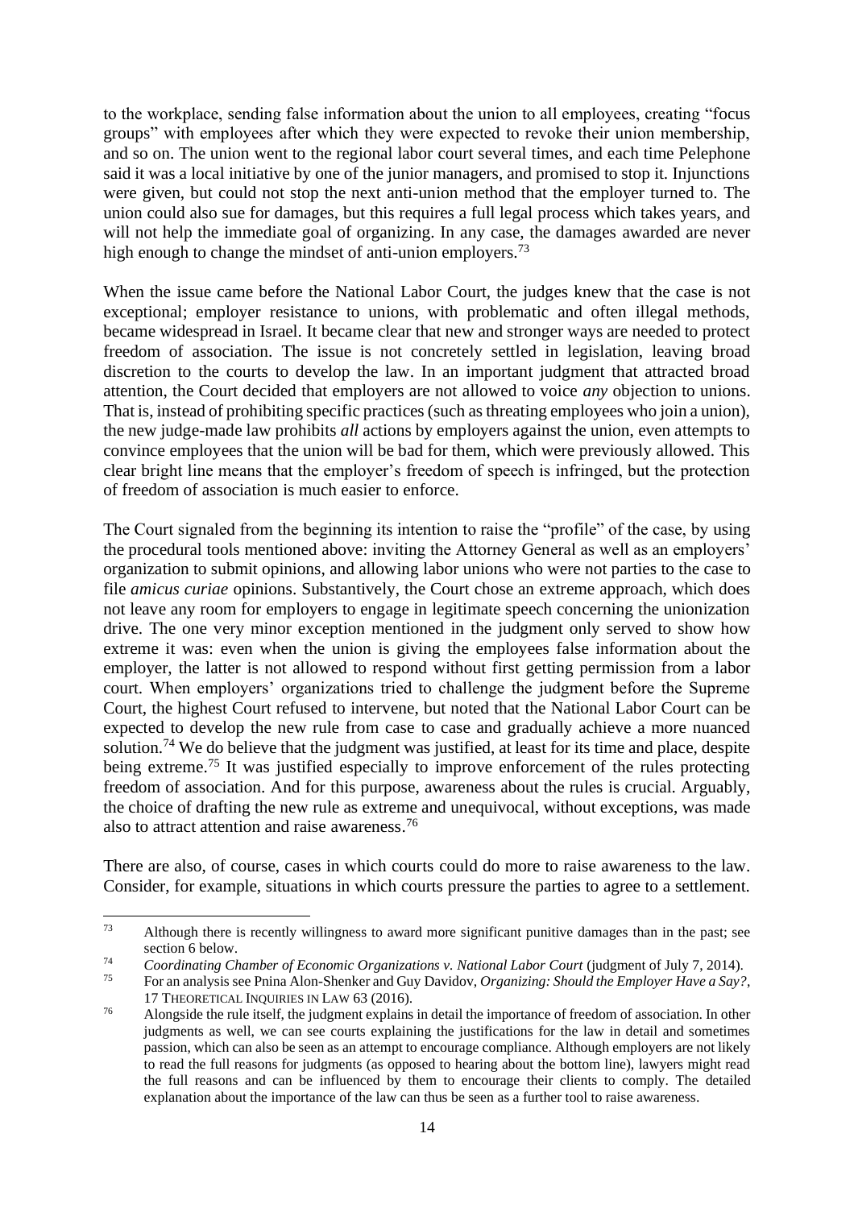to the workplace, sending false information about the union to all employees, creating "focus groups" with employees after which they were expected to revoke their union membership, and so on. The union went to the regional labor court several times, and each time Pelephone said it was a local initiative by one of the junior managers, and promised to stop it. Injunctions were given, but could not stop the next anti-union method that the employer turned to. The union could also sue for damages, but this requires a full legal process which takes years, and will not help the immediate goal of organizing. In any case, the damages awarded are never high enough to change the mindset of anti-union employers.[73]

When the issue came before the National Labor Court, the judges knew that the case is not exceptional; employer resistance to unions, with problematic and often illegal methods, became widespread in Israel. It became clear that new and stronger ways are needed to protect freedom of association. The issue is not concretely settled in legislation, leaving broad discretion to the courts to develop the law. In an important judgment that attracted broad attention, the Court decided that employers are not allowed to voice *any* objection to unions. That is, instead of prohibiting specific practices (such as threating employees who join a union), the new judge-made law prohibits *all* actions by employers against the union, even attempts to convince employees that the union will be bad for them, which were previously allowed. This clear bright line means that the employer's freedom of speech is infringed, but the protection of freedom of association is much easier to enforce.

The Court signaled from the beginning its intention to raise the "profile" of the case, by using the procedural tools mentioned above: inviting the Attorney General as well as an employers' organization to submit opinions, and allowing labor unions who were not parties to the case to file *amicus curiae* opinions. Substantively, the Court chose an extreme approach, which does not leave any room for employers to engage in legitimate speech concerning the unionization drive. The one very minor exception mentioned in the judgment only served to show how extreme it was: even when the union is giving the employees false information about the employer, the latter is not allowed to respond without first getting permission from a labor court. When employers' organizations tried to challenge the judgment before the Supreme Court, the highest Court refused to intervene, but noted that the National Labor Court can be expected to develop the new rule from case to case and gradually achieve a more nuanced solution.[74] We do believe that the judgment was justified, at least for its time and place, despite being extreme.[75] It was justified especially to improve enforcement of the rules protecting freedom of association. And for this purpose, awareness about the rules is crucial. Arguably, the choice of drafting the new rule as extreme and unequivocal, without exceptions, was made also to attract attention and raise awareness.[76]

There are also, of course, cases in which courts could do more to raise awareness to the law. Consider, for example, situations in which courts pressure the parties to agree to a settlement.

---

[73] Although there is recently willingness to award more significant punitive damages than in the past; see section 6 below.

[74] *Coordinating Chamber of Economic Organizations v. National Labor Court* (judgment of July 7, 2014).

[75] For an analysis see Pnina Alon-Shenker and Guy Davidov, *Organizing: Should the Employer Have a Say?*, 17 THEORETICAL INQUIRIES IN LAW 63 (2016).

[76] Alongside the rule itself, the judgment explains in detail the importance of freedom of association. In other judgments as well, we can see courts explaining the justifications for the law in detail and sometimes passion, which can also be seen as an attempt to encourage compliance. Although employers are not likely to read the full reasons for judgments (as opposed to hearing about the bottom line), lawyers might read the full reasons and can be influenced by them to encourage their clients to comply. The detailed explanation about the importance of the law can thus be seen as a further tool to raise awareness.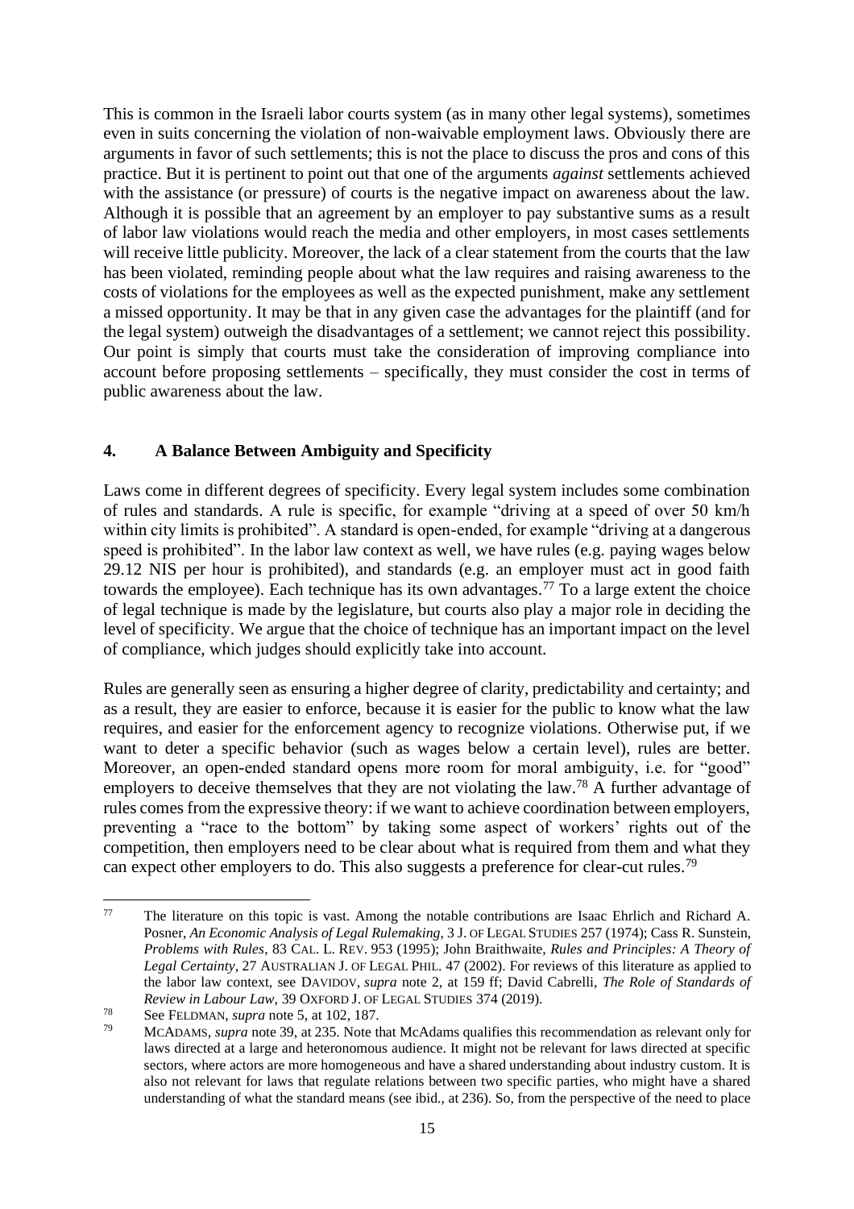This is common in the Israeli labor courts system (as in many other legal systems), sometimes even in suits concerning the violation of non-waivable employment laws. Obviously there are arguments in favor of such settlements; this is not the place to discuss the pros and cons of this practice. But it is pertinent to point out that one of the arguments *against* settlements achieved with the assistance (or pressure) of courts is the negative impact on awareness about the law. Although it is possible that an agreement by an employer to pay substantive sums as a result of labor law violations would reach the media and other employers, in most cases settlements will receive little publicity. Moreover, the lack of a clear statement from the courts that the law has been violated, reminding people about what the law requires and raising awareness to the costs of violations for the employees as well as the expected punishment, make any settlement a missed opportunity. It may be that in any given case the advantages for the plaintiff (and for the legal system) outweigh the disadvantages of a settlement; we cannot reject this possibility. Our point is simply that courts must take the consideration of improving compliance into account before proposing settlements – specifically, they must consider the cost in terms of public awareness about the law.

### 4. A Balance Between Ambiguity and Specificity

Laws come in different degrees of specificity. Every legal system includes some combination of rules and standards. A rule is specific, for example "driving at a speed of over 50 km/h within city limits is prohibited". A standard is open-ended, for example "driving at a dangerous speed is prohibited". In the labor law context as well, we have rules (e.g. paying wages below 29.12 NIS per hour is prohibited), and standards (e.g. an employer must act in good faith towards the employee). Each technique has its own advantages.[77] To a large extent the choice of legal technique is made by the legislature, but courts also play a major role in deciding the level of specificity. We argue that the choice of technique has an important impact on the level of compliance, which judges should explicitly take into account.

Rules are generally seen as ensuring a higher degree of clarity, predictability and certainty; and as a result, they are easier to enforce, because it is easier for the public to know what the law requires, and easier for the enforcement agency to recognize violations. Otherwise put, if we want to deter a specific behavior (such as wages below a certain level), rules are better. Moreover, an open-ended standard opens more room for moral ambiguity, i.e. for "good" employers to deceive themselves that they are not violating the law.[78] A further advantage of rules comes from the expressive theory: if we want to achieve coordination between employers, preventing a "race to the bottom" by taking some aspect of workers' rights out of the competition, then employers need to be clear about what is required from them and what they can expect other employers to do. This also suggests a preference for clear-cut rules.[79]

---

[77] The literature on this topic is vast. Among the notable contributions are Isaac Ehrlich and Richard A. Posner, *An Economic Analysis of Legal Rulemaking*, 3 J. OF LEGAL STUDIES 257 (1974); Cass R. Sunstein, *Problems with Rules*, 83 CAL. L. REV. 953 (1995); John Braithwaite, *Rules and Principles: A Theory of Legal Certainty*, 27 AUSTRALIAN J. OF LEGAL PHIL. 47 (2002). For reviews of this literature as applied to the labor law context, see DAVIDOV, *supra* note 2, at 159 ff; David Cabrelli, *The Role of Standards of Review in Labour Law*, 39 OXFORD J. OF LEGAL STUDIES 374 (2019).

[78] See FELDMAN, *supra* note 5, at 102, 187.

[79] MCADAMS, *supra* note 39, at 235. Note that McAdams qualifies this recommendation as relevant only for laws directed at a large and heteronomous audience. It might not be relevant for laws directed at specific sectors, where actors are more homogeneous and have a shared understanding about industry custom. It is also not relevant for laws that regulate relations between two specific parties, who might have a shared understanding of what the standard means (see ibid., at 236). So, from the perspective of the need to place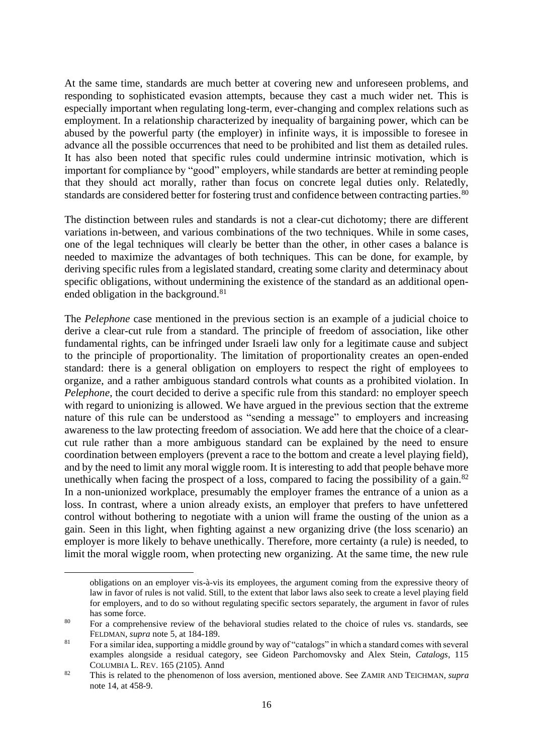At the same time, standards are much better at covering new and unforeseen problems, and responding to sophisticated evasion attempts, because they cast a much wider net. This is especially important when regulating long-term, ever-changing and complex relations such as employment. In a relationship characterized by inequality of bargaining power, which can be abused by the powerful party (the employer) in infinite ways, it is impossible to foresee in advance all the possible occurrences that need to be prohibited and list them as detailed rules. It has also been noted that specific rules could undermine intrinsic motivation, which is important for compliance by "good" employers, while standards are better at reminding people that they should act morally, rather than focus on concrete legal duties only. Relatedly, standards are considered better for fostering trust and confidence between contracting parties.[80]

The distinction between rules and standards is not a clear-cut dichotomy; there are different variations in-between, and various combinations of the two techniques. While in some cases, one of the legal techniques will clearly be better than the other, in other cases a balance is needed to maximize the advantages of both techniques. This can be done, for example, by deriving specific rules from a legislated standard, creating some clarity and determinacy about specific obligations, without undermining the existence of the standard as an additional open-ended obligation in the background.[81]

The *Pelephone* case mentioned in the previous section is an example of a judicial choice to derive a clear-cut rule from a standard. The principle of freedom of association, like other fundamental rights, can be infringed under Israeli law only for a legitimate cause and subject to the principle of proportionality. The limitation of proportionality creates an open-ended standard: there is a general obligation on employers to respect the right of employees to organize, and a rather ambiguous standard controls what counts as a prohibited violation. In *Pelephone*, the court decided to derive a specific rule from this standard: no employer speech with regard to unionizing is allowed. We have argued in the previous section that the extreme nature of this rule can be understood as "sending a message" to employers and increasing awareness to the law protecting freedom of association. We add here that the choice of a clear-cut rule rather than a more ambiguous standard can be explained by the need to ensure coordination between employers (prevent a race to the bottom and create a level playing field), and by the need to limit any moral wiggle room. It is interesting to add that people behave more unethically when facing the prospect of a loss, compared to facing the possibility of a gain.[82] In a non-unionized workplace, presumably the employer frames the entrance of a union as a loss. In contrast, where a union already exists, an employer that prefers to have unfettered control without bothering to negotiate with a union will frame the ousting of the union as a gain. Seen in this light, when fighting against a new organizing drive (the loss scenario) an employer is more likely to behave unethically. Therefore, more certainty (a rule) is needed, to limit the moral wiggle room, when protecting new organizing. At the same time, the new rule

obligations on an employer vis-à-vis its employees, the argument coming from the expressive theory of law in favor of rules is not valid. Still, to the extent that labor laws also seek to create a level playing field for employers, and to do so without regulating specific sectors separately, the argument in favor of rules has some force.

[80] For a comprehensive review of the behavioral studies related to the choice of rules vs. standards, see FELDMAN, *supra* note 5, at 184-189.

[81] For a similar idea, supporting a middle ground by way of "catalogs" in which a standard comes with several examples alongside a residual category, see Gideon Parchomovsky and Alex Stein, *Catalogs*, 115 COLUMBIA L. REV. 165 (2105). Annd

[82] This is related to the phenomenon of loss aversion, mentioned above. See ZAMIR AND TEICHMAN, *supra* note 14, at 458-9.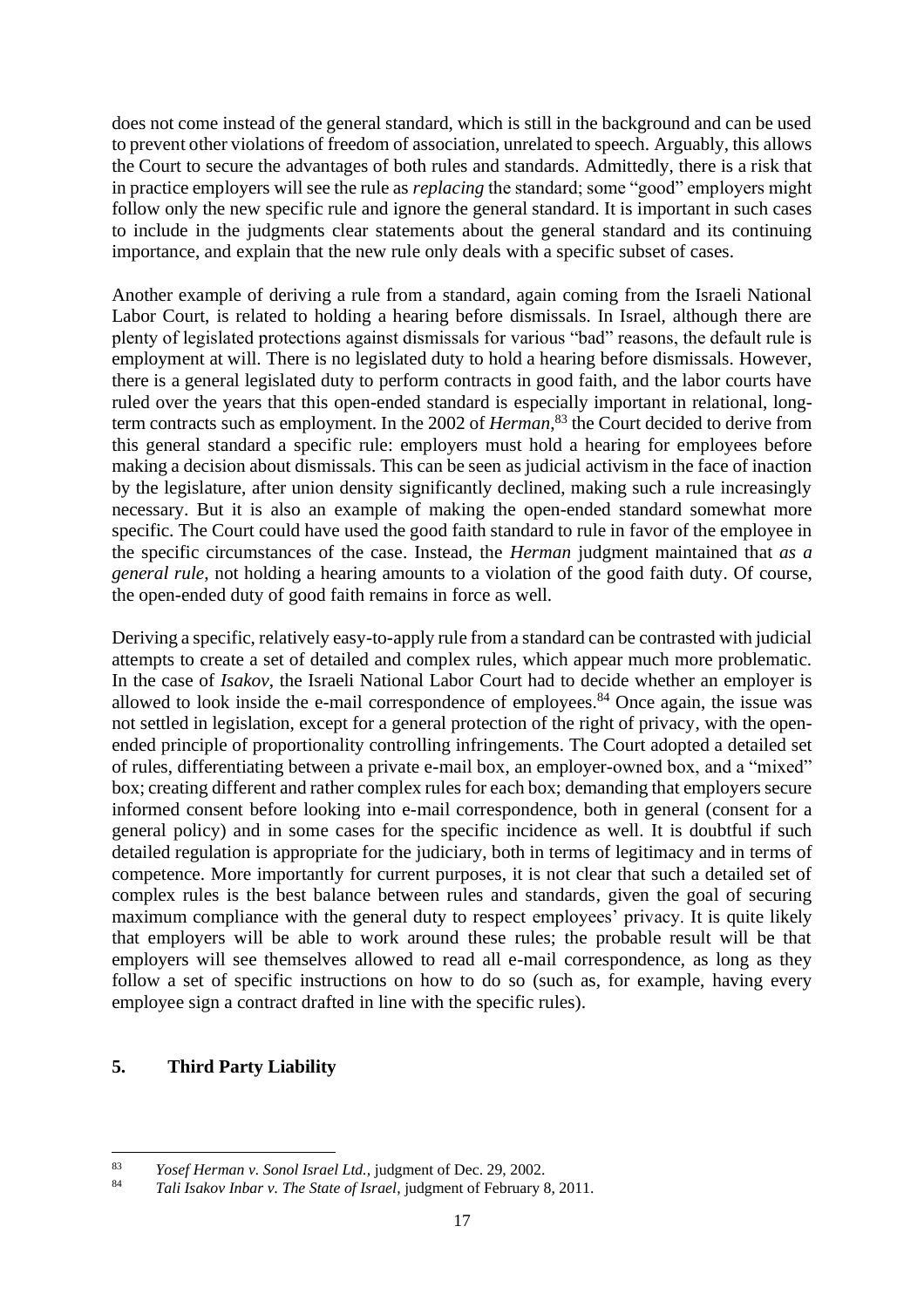does not come instead of the general standard, which is still in the background and can be used to prevent other violations of freedom of association, unrelated to speech. Arguably, this allows the Court to secure the advantages of both rules and standards. Admittedly, there is a risk that in practice employers will see the rule as *replacing* the standard; some "good" employers might follow only the new specific rule and ignore the general standard. It is important in such cases to include in the judgments clear statements about the general standard and its continuing importance, and explain that the new rule only deals with a specific subset of cases.

Another example of deriving a rule from a standard, again coming from the Israeli National Labor Court, is related to holding a hearing before dismissals. In Israel, although there are plenty of legislated protections against dismissals for various "bad" reasons, the default rule is employment at will. There is no legislated duty to hold a hearing before dismissals. However, there is a general legislated duty to perform contracts in good faith, and the labor courts have ruled over the years that this open-ended standard is especially important in relational, long-term contracts such as employment. In the 2002 of *Herman*,[83] the Court decided to derive from this general standard a specific rule: employers must hold a hearing for employees before making a decision about dismissals. This can be seen as judicial activism in the face of inaction by the legislature, after union density significantly declined, making such a rule increasingly necessary. But it is also an example of making the open-ended standard somewhat more specific. The Court could have used the good faith standard to rule in favor of the employee in the specific circumstances of the case. Instead, the *Herman* judgment maintained that *as a general rule*, not holding a hearing amounts to a violation of the good faith duty. Of course, the open-ended duty of good faith remains in force as well.

Deriving a specific, relatively easy-to-apply rule from a standard can be contrasted with judicial attempts to create a set of detailed and complex rules, which appear much more problematic. In the case of *Isakov*, the Israeli National Labor Court had to decide whether an employer is allowed to look inside the e-mail correspondence of employees.[84] Once again, the issue was not settled in legislation, except for a general protection of the right of privacy, with the open-ended principle of proportionality controlling infringements. The Court adopted a detailed set of rules, differentiating between a private e-mail box, an employer-owned box, and a "mixed" box; creating different and rather complex rules for each box; demanding that employers secure informed consent before looking into e-mail correspondence, both in general (consent for a general policy) and in some cases for the specific incidence as well. It is doubtful if such detailed regulation is appropriate for the judiciary, both in terms of legitimacy and in terms of competence. More importantly for current purposes, it is not clear that such a detailed set of complex rules is the best balance between rules and standards, given the goal of securing maximum compliance with the general duty to respect employees' privacy. It is quite likely that employers will be able to work around these rules; the probable result will be that employers will see themselves allowed to read all e-mail correspondence, as long as they follow a set of specific instructions on how to do so (such as, for example, having every employee sign a contract drafted in line with the specific rules).

## 5. Third Party Liability

---

[83] *Yosef Herman v. Sonol Israel Ltd.*, judgment of Dec. 29, 2002.

[84] *Tali Isakov Inbar v. The State of Israel*, judgment of February 8, 2011.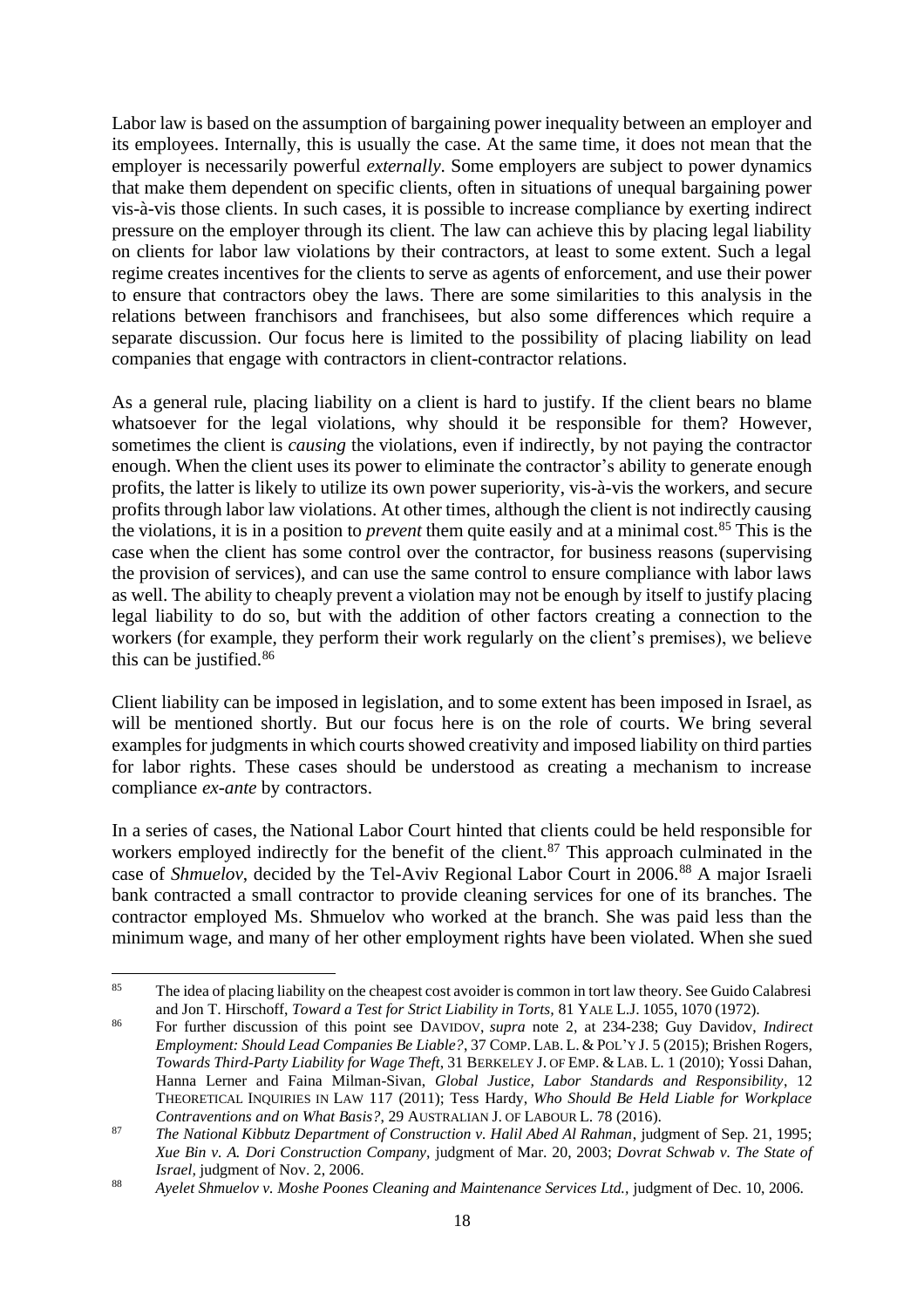Labor law is based on the assumption of bargaining power inequality between an employer and its employees. Internally, this is usually the case. At the same time, it does not mean that the employer is necessarily powerful *externally*. Some employers are subject to power dynamics that make them dependent on specific clients, often in situations of unequal bargaining power vis-à-vis those clients. In such cases, it is possible to increase compliance by exerting indirect pressure on the employer through its client. The law can achieve this by placing legal liability on clients for labor law violations by their contractors, at least to some extent. Such a legal regime creates incentives for the clients to serve as agents of enforcement, and use their power to ensure that contractors obey the laws. There are some similarities to this analysis in the relations between franchisors and franchisees, but also some differences which require a separate discussion. Our focus here is limited to the possibility of placing liability on lead companies that engage with contractors in client-contractor relations.

As a general rule, placing liability on a client is hard to justify. If the client bears no blame whatsoever for the legal violations, why should it be responsible for them? However, sometimes the client is *causing* the violations, even if indirectly, by not paying the contractor enough. When the client uses its power to eliminate the contractor's ability to generate enough profits, the latter is likely to utilize its own power superiority, vis-à-vis the workers, and secure profits through labor law violations. At other times, although the client is not indirectly causing the violations, it is in a position to *prevent* them quite easily and at a minimal cost.[85] This is the case when the client has some control over the contractor, for business reasons (supervising the provision of services), and can use the same control to ensure compliance with labor laws as well. The ability to cheaply prevent a violation may not be enough by itself to justify placing legal liability to do so, but with the addition of other factors creating a connection to the workers (for example, they perform their work regularly on the client's premises), we believe this can be justified.[86]

Client liability can be imposed in legislation, and to some extent has been imposed in Israel, as will be mentioned shortly. But our focus here is on the role of courts. We bring several examples for judgments in which courts showed creativity and imposed liability on third parties for labor rights. These cases should be understood as creating a mechanism to increase compliance *ex-ante* by contractors.

In a series of cases, the National Labor Court hinted that clients could be held responsible for workers employed indirectly for the benefit of the client.[87] This approach culminated in the case of *Shmuelov*, decided by the Tel-Aviv Regional Labor Court in 2006.[88] A major Israeli bank contracted a small contractor to provide cleaning services for one of its branches. The contractor employed Ms. Shmuelov who worked at the branch. She was paid less than the minimum wage, and many of her other employment rights have been violated. When she sued

---

[85] The idea of placing liability on the cheapest cost avoider is common in tort law theory. See Guido Calabresi and Jon T. Hirschoff, *Toward a Test for Strict Liability in Torts*, 81 YALE L.J. 1055, 1070 (1972).

[86] For further discussion of this point see DAVIDOV, *supra* note 2, at 234-238; Guy Davidov, *Indirect Employment: Should Lead Companies Be Liable?*, 37 COMP. LAB. L. & POL'Y J. 5 (2015); Brishen Rogers, *Towards Third-Party Liability for Wage Theft*, 31 BERKELEY J. OF EMP. & LAB. L. 1 (2010); Yossi Dahan, Hanna Lerner and Faina Milman-Sivan, *Global Justice, Labor Standards and Responsibility*, 12 THEORETICAL INQUIRIES IN LAW 117 (2011); Tess Hardy, *Who Should Be Held Liable for Workplace Contraventions and on What Basis?*, 29 AUSTRALIAN J. OF LABOUR L. 78 (2016).

[87] *The National Kibbutz Department of Construction v. Halil Abed Al Rahman*, judgment of Sep. 21, 1995; *Xue Bin v. A. Dori Construction Company*, judgment of Mar. 20, 2003; *Dovrat Schwab v. The State of Israel*, judgment of Nov. 2, 2006.

[88] *Ayelet Shmuelov v. Moshe Poones Cleaning and Maintenance Services Ltd.*, judgment of Dec. 10, 2006.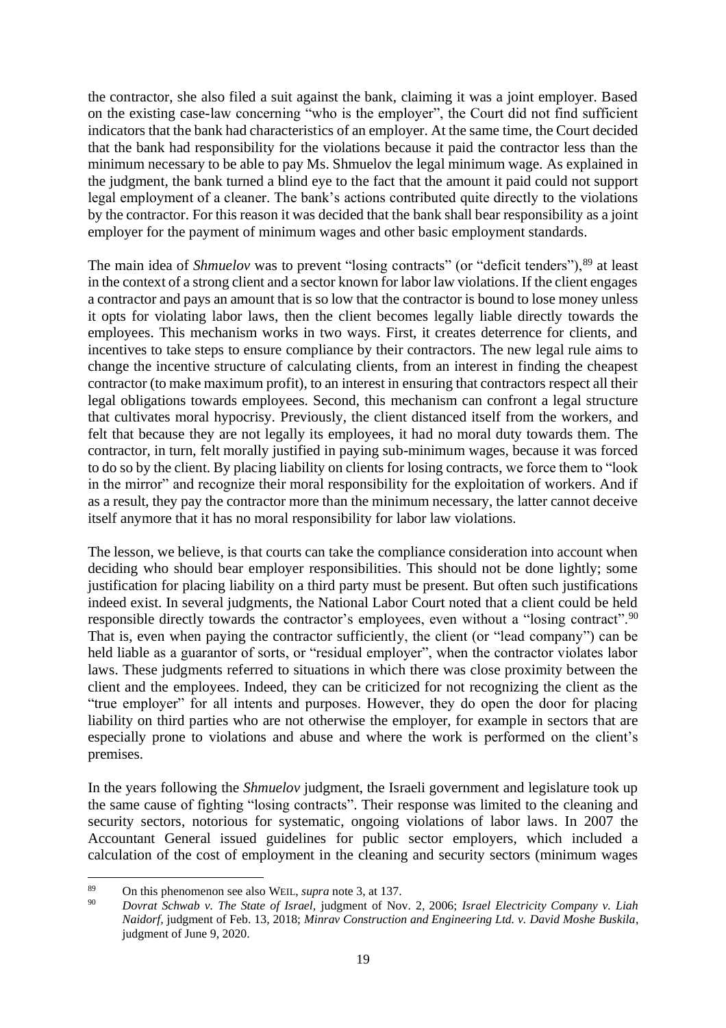the contractor, she also filed a suit against the bank, claiming it was a joint employer. Based on the existing case-law concerning "who is the employer", the Court did not find sufficient indicators that the bank had characteristics of an employer. At the same time, the Court decided that the bank had responsibility for the violations because it paid the contractor less than the minimum necessary to be able to pay Ms. Shmuelov the legal minimum wage. As explained in the judgment, the bank turned a blind eye to the fact that the amount it paid could not support legal employment of a cleaner. The bank's actions contributed quite directly to the violations by the contractor. For this reason it was decided that the bank shall bear responsibility as a joint employer for the payment of minimum wages and other basic employment standards.

The main idea of *Shmuelov* was to prevent "losing contracts" (or "deficit tenders"),[89] at least in the context of a strong client and a sector known for labor law violations. If the client engages a contractor and pays an amount that is so low that the contractor is bound to lose money unless it opts for violating labor laws, then the client becomes legally liable directly towards the employees. This mechanism works in two ways. First, it creates deterrence for clients, and incentives to take steps to ensure compliance by their contractors. The new legal rule aims to change the incentive structure of calculating clients, from an interest in finding the cheapest contractor (to make maximum profit), to an interest in ensuring that contractors respect all their legal obligations towards employees. Second, this mechanism can confront a legal structure that cultivates moral hypocrisy. Previously, the client distanced itself from the workers, and felt that because they are not legally its employees, it had no moral duty towards them. The contractor, in turn, felt morally justified in paying sub-minimum wages, because it was forced to do so by the client. By placing liability on clients for losing contracts, we force them to "look in the mirror" and recognize their moral responsibility for the exploitation of workers. And if as a result, they pay the contractor more than the minimum necessary, the latter cannot deceive itself anymore that it has no moral responsibility for labor law violations.

The lesson, we believe, is that courts can take the compliance consideration into account when deciding who should bear employer responsibilities. This should not be done lightly; some justification for placing liability on a third party must be present. But often such justifications indeed exist. In several judgments, the National Labor Court noted that a client could be held responsible directly towards the contractor's employees, even without a "losing contract".[90] That is, even when paying the contractor sufficiently, the client (or "lead company") can be held liable as a guarantor of sorts, or "residual employer", when the contractor violates labor laws. These judgments referred to situations in which there was close proximity between the client and the employees. Indeed, they can be criticized for not recognizing the client as the "true employer" for all intents and purposes. However, they do open the door for placing liability on third parties who are not otherwise the employer, for example in sectors that are especially prone to violations and abuse and where the work is performed on the client's premises.

In the years following the *Shmuelov* judgment, the Israeli government and legislature took up the same cause of fighting "losing contracts". Their response was limited to the cleaning and security sectors, notorious for systematic, ongoing violations of labor laws. In 2007 the Accountant General issued guidelines for public sector employers, which included a calculation of the cost of employment in the cleaning and security sectors (minimum wages

---

[89] On this phenomenon see also WEIL, *supra* note 3, at 137.

[90] *Dovrat Schwab v. The State of Israel*, judgment of Nov. 2, 2006; *Israel Electricity Company v. Liah Naidorf*, judgment of Feb. 13, 2018; *Minrav Construction and Engineering Ltd. v. David Moshe Buskila*, judgment of June 9, 2020.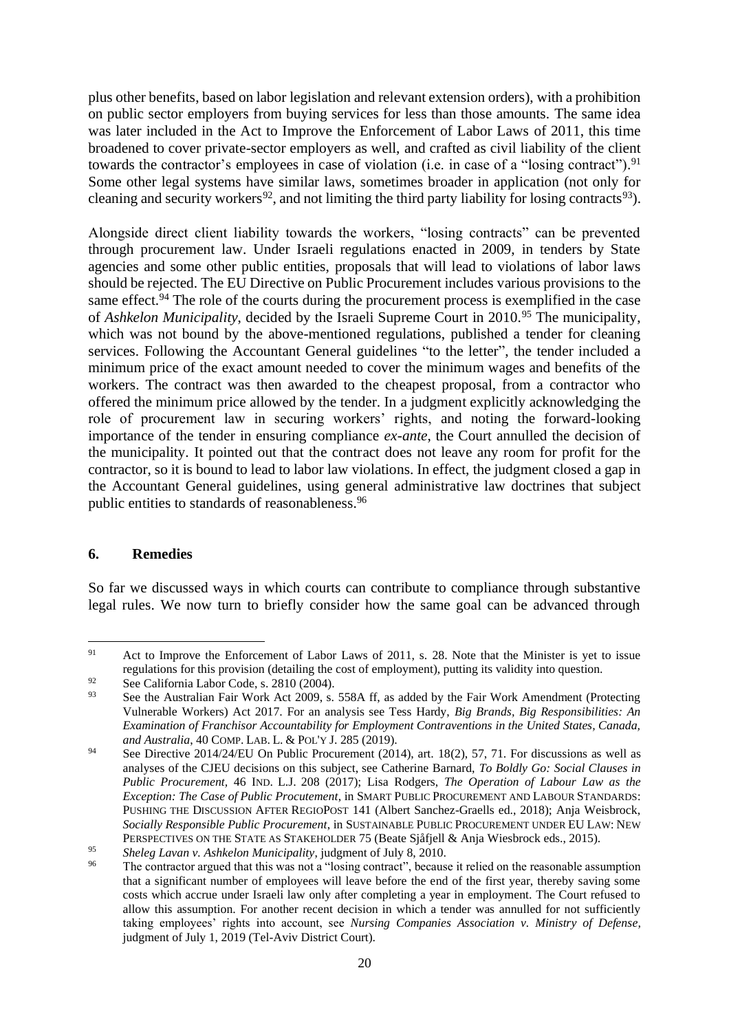plus other benefits, based on labor legislation and relevant extension orders), with a prohibition on public sector employers from buying services for less than those amounts. The same idea was later included in the Act to Improve the Enforcement of Labor Laws of 2011, this time broadened to cover private-sector employers as well, and crafted as civil liability of the client towards the contractor's employees in case of violation (i.e. in case of a "losing contract").[91] Some other legal systems have similar laws, sometimes broader in application (not only for cleaning and security workers[92], and not limiting the third party liability for losing contracts[93]).

Alongside direct client liability towards the workers, "losing contracts" can be prevented through procurement law. Under Israeli regulations enacted in 2009, in tenders by State agencies and some other public entities, proposals that will lead to violations of labor laws should be rejected. The EU Directive on Public Procurement includes various provisions to the same effect.[94] The role of the courts during the procurement process is exemplified in the case of *Ashkelon Municipality*, decided by the Israeli Supreme Court in 2010.[95] The municipality, which was not bound by the above-mentioned regulations, published a tender for cleaning services. Following the Accountant General guidelines "to the letter", the tender included a minimum price of the exact amount needed to cover the minimum wages and benefits of the workers. The contract was then awarded to the cheapest proposal, from a contractor who offered the minimum price allowed by the tender. In a judgment explicitly acknowledging the role of procurement law in securing workers' rights, and noting the forward-looking importance of the tender in ensuring compliance *ex-ante*, the Court annulled the decision of the municipality. It pointed out that the contract does not leave any room for profit for the contractor, so it is bound to lead to labor law violations. In effect, the judgment closed a gap in the Accountant General guidelines, using general administrative law doctrines that subject public entities to standards of reasonableness.[96]

## 6. Remedies

So far we discussed ways in which courts can contribute to compliance through substantive legal rules. We now turn to briefly consider how the same goal can be advanced through

---

[91] Act to Improve the Enforcement of Labor Laws of 2011, s. 28. Note that the Minister is yet to issue regulations for this provision (detailing the cost of employment), putting its validity into question.

[92] See California Labor Code, s. 2810 (2004).

[93] See the Australian Fair Work Act 2009, s. 558A ff, as added by the Fair Work Amendment (Protecting Vulnerable Workers) Act 2017. For an analysis see Tess Hardy, *Big Brands, Big Responsibilities: An Examination of Franchisor Accountability for Employment Contraventions in the United States, Canada, and Australia*, 40 COMP. LAB. L. & POL'Y J. 285 (2019).

[94] See Directive 2014/24/EU On Public Procurement (2014), art. 18(2), 57, 71. For discussions as well as analyses of the CJEU decisions on this subject, see Catherine Barnard, *To Boldly Go: Social Clauses in Public Procurement*, 46 IND. L.J. 208 (2017); Lisa Rodgers, *The Operation of Labour Law as the Exception: The Case of Public Procutement*, in SMART PUBLIC PROCUREMENT AND LABOUR STANDARDS: PUSHING THE DISCUSSION AFTER REGIOPOST 141 (Albert Sanchez-Graells ed., 2018); Anja Weisbrock, *Socially Responsible Public Procurement*, in SUSTAINABLE PUBLIC PROCUREMENT UNDER EU LAW: NEW PERSPECTIVES ON THE STATE AS STAKEHOLDER 75 (Beate Sjåfjell & Anja Wiesbrock eds., 2015).

[95] *Sheleg Lavan v. Ashkelon Municipality*, judgment of July 8, 2010.

[96] The contractor argued that this was not a "losing contract", because it relied on the reasonable assumption that a significant number of employees will leave before the end of the first year, thereby saving some costs which accrue under Israeli law only after completing a year in employment. The Court refused to allow this assumption. For another recent decision in which a tender was annulled for not sufficiently taking employees' rights into account, see *Nursing Companies Association v. Ministry of Defense*, judgment of July 1, 2019 (Tel-Aviv District Court).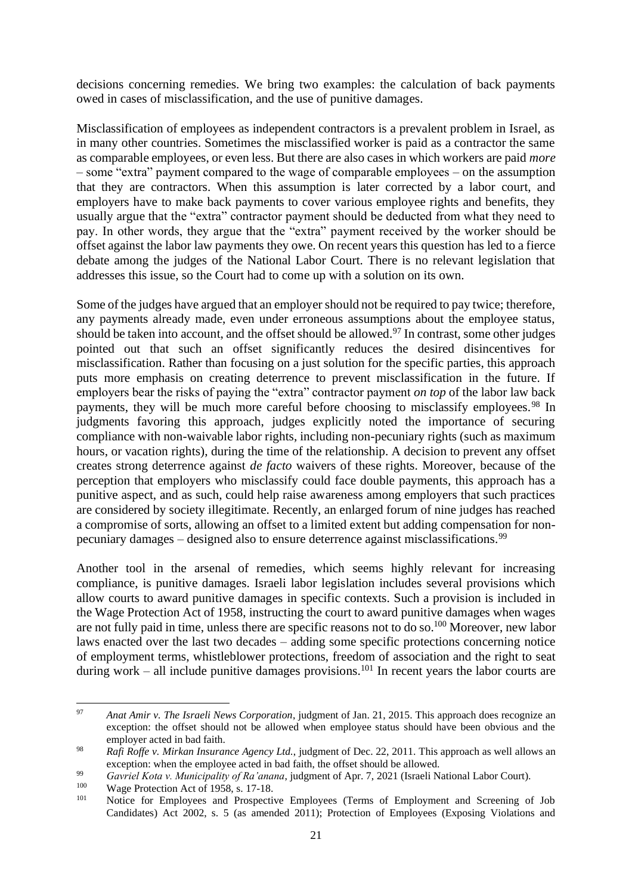decisions concerning remedies. We bring two examples: the calculation of back payments owed in cases of misclassification, and the use of punitive damages.

Misclassification of employees as independent contractors is a prevalent problem in Israel, as in many other countries. Sometimes the misclassified worker is paid as a contractor the same as comparable employees, or even less. But there are also cases in which workers are paid *more* – some "extra" payment compared to the wage of comparable employees – on the assumption that they are contractors. When this assumption is later corrected by a labor court, and employers have to make back payments to cover various employee rights and benefits, they usually argue that the "extra" contractor payment should be deducted from what they need to pay. In other words, they argue that the "extra" payment received by the worker should be offset against the labor law payments they owe. On recent years this question has led to a fierce debate among the judges of the National Labor Court. There is no relevant legislation that addresses this issue, so the Court had to come up with a solution on its own.

Some of the judges have argued that an employer should not be required to pay twice; therefore, any payments already made, even under erroneous assumptions about the employee status, should be taken into account, and the offset should be allowed.[97] In contrast, some other judges pointed out that such an offset significantly reduces the desired disincentives for misclassification. Rather than focusing on a just solution for the specific parties, this approach puts more emphasis on creating deterrence to prevent misclassification in the future. If employers bear the risks of paying the "extra" contractor payment *on top* of the labor law back payments, they will be much more careful before choosing to misclassify employees.[98] In judgments favoring this approach, judges explicitly noted the importance of securing compliance with non-waivable labor rights, including non-pecuniary rights (such as maximum hours, or vacation rights), during the time of the relationship. A decision to prevent any offset creates strong deterrence against *de facto* waivers of these rights. Moreover, because of the perception that employers who misclassify could face double payments, this approach has a punitive aspect, and as such, could help raise awareness among employers that such practices are considered by society illegitimate. Recently, an enlarged forum of nine judges has reached a compromise of sorts, allowing an offset to a limited extent but adding compensation for non-pecuniary damages – designed also to ensure deterrence against misclassifications.[99]

Another tool in the arsenal of remedies, which seems highly relevant for increasing compliance, is punitive damages. Israeli labor legislation includes several provisions which allow courts to award punitive damages in specific contexts. Such a provision is included in the Wage Protection Act of 1958, instructing the court to award punitive damages when wages are not fully paid in time, unless there are specific reasons not to do so.[100] Moreover, new labor laws enacted over the last two decades – adding some specific protections concerning notice of employment terms, whistleblower protections, freedom of association and the right to seat during work – all include punitive damages provisions.[101] In recent years the labor courts are

---

[97] *Anat Amir v. The Israeli News Corporation*, judgment of Jan. 21, 2015. This approach does recognize an exception: the offset should not be allowed when employee status should have been obvious and the employer acted in bad faith.

[98] *Rafi Roffe v. Mirkan Insurance Agency Ltd.*, judgment of Dec. 22, 2011. This approach as well allows an exception: when the employee acted in bad faith, the offset should be allowed.

[99] *Gavriel Kota v. Municipality of Ra'anana*, judgment of Apr. 7, 2021 (Israeli National Labor Court).

[100] Wage Protection Act of 1958, s. 17-18.

[101] Notice for Employees and Prospective Employees (Terms of Employment and Screening of Job Candidates) Act 2002, s. 5 (as amended 2011); Protection of Employees (Exposing Violations and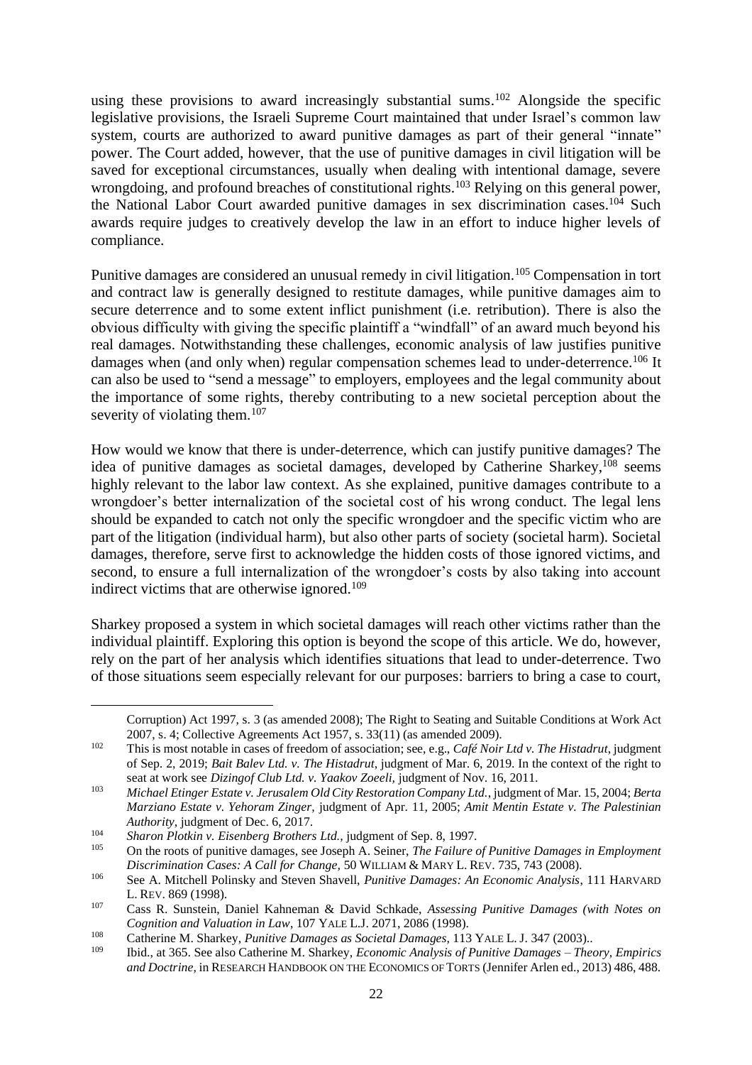using these provisions to award increasingly substantial sums.[102] Alongside the specific legislative provisions, the Israeli Supreme Court maintained that under Israel's common law system, courts are authorized to award punitive damages as part of their general "innate" power. The Court added, however, that the use of punitive damages in civil litigation will be saved for exceptional circumstances, usually when dealing with intentional damage, severe wrongdoing, and profound breaches of constitutional rights.[103] Relying on this general power, the National Labor Court awarded punitive damages in sex discrimination cases.[104] Such awards require judges to creatively develop the law in an effort to induce higher levels of compliance.

Punitive damages are considered an unusual remedy in civil litigation.[105] Compensation in tort and contract law is generally designed to restitute damages, while punitive damages aim to secure deterrence and to some extent inflict punishment (i.e. retribution). There is also the obvious difficulty with giving the specific plaintiff a "windfall" of an award much beyond his real damages. Notwithstanding these challenges, economic analysis of law justifies punitive damages when (and only when) regular compensation schemes lead to under-deterrence.[106] It can also be used to "send a message" to employers, employees and the legal community about the importance of some rights, thereby contributing to a new societal perception about the severity of violating them.[107]

How would we know that there is under-deterrence, which can justify punitive damages? The idea of punitive damages as societal damages, developed by Catherine Sharkey,[108] seems highly relevant to the labor law context. As she explained, punitive damages contribute to a wrongdoer's better internalization of the societal cost of his wrong conduct. The legal lens should be expanded to catch not only the specific wrongdoer and the specific victim who are part of the litigation (individual harm), but also other parts of society (societal harm). Societal damages, therefore, serve first to acknowledge the hidden costs of those ignored victims, and second, to ensure a full internalization of the wrongdoer's costs by also taking into account indirect victims that are otherwise ignored.[109]

Sharkey proposed a system in which societal damages will reach other victims rather than the individual plaintiff. Exploring this option is beyond the scope of this article. We do, however, rely on the part of her analysis which identifies situations that lead to under-deterrence. Two of those situations seem especially relevant for our purposes: barriers to bring a case to court,

---

Corruption) Act 1997, s. 3 (as amended 2008); The Right to Seating and Suitable Conditions at Work Act 2007, s. 4; Collective Agreements Act 1957, s. 33(11) (as amended 2009).

[102] This is most notable in cases of freedom of association; see, e.g., *Café Noir Ltd v. The Histadrut*, judgment of Sep. 2, 2019; *Bait Balev Ltd. v. The Histadrut*, judgment of Mar. 6, 2019. In the context of the right to seat at work see *Dizingof Club Ltd. v. Yaakov Zoeeli,* judgment of Nov. 16, 2011.

[103] *Michael Etinger Estate v. Jerusalem Old City Restoration Company Ltd.*, judgment of Mar. 15, 2004; *Berta Marziano Estate v. Yehoram Zinger*, judgment of Apr. 11, 2005; *Amit Mentin Estate v. The Palestinian Authority*, judgment of Dec. 6, 2017.

[104] *Sharon Plotkin v. Eisenberg Brothers Ltd.*, judgment of Sep. 8, 1997.

[105] On the roots of punitive damages, see Joseph A. Seiner, *The Failure of Punitive Damages in Employment Discrimination Cases: A Call for Change,* 50 WILLIAM & MARY L. REV. 735, 743 (2008).

[106] See A. Mitchell Polinsky and Steven Shavell, *Punitive Damages: An Economic Analysis*, 111 HARVARD L. REV. 869 (1998).

[107] Cass R. Sunstein, Daniel Kahneman & David Schkade, *Assessing Punitive Damages (with Notes on Cognition and Valuation in Law*, 107 YALE L.J. 2071, 2086 (1998).

[108] Catherine M. Sharkey, *Punitive Damages as Societal Damages,* 113 YALE L. J. 347 (2003)..

[109] Ibid., at 365. See also Catherine M. Sharkey, *Economic Analysis of Punitive Damages – Theory, Empirics and Doctrine,* in RESEARCH HANDBOOK ON THE ECONOMICS OF TORTS (Jennifer Arlen ed., 2013) 486, 488.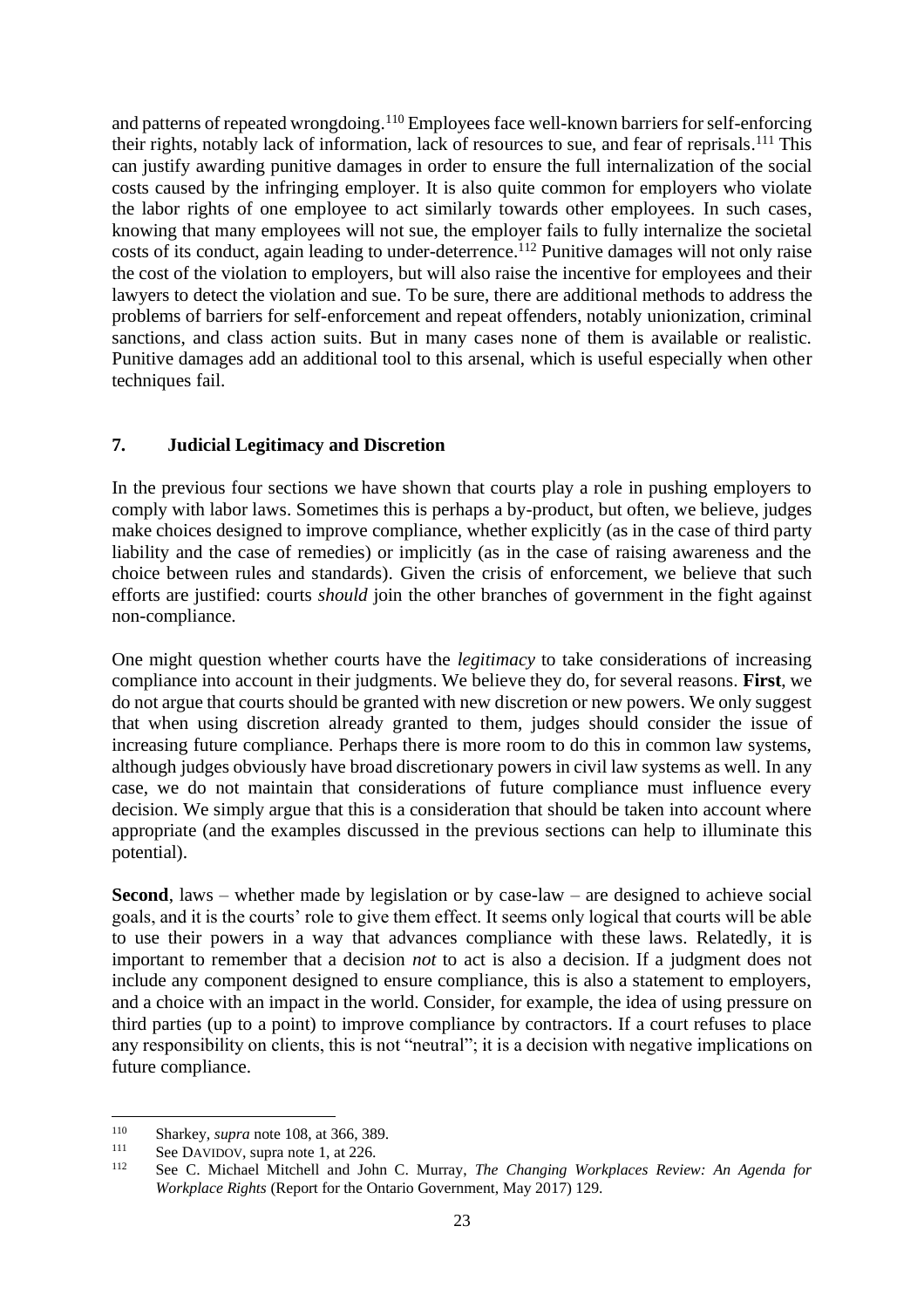and patterns of repeated wrongdoing.[110] Employees face well-known barriers for self-enforcing their rights, notably lack of information, lack of resources to sue, and fear of reprisals.[111] This can justify awarding punitive damages in order to ensure the full internalization of the social costs caused by the infringing employer. It is also quite common for employers who violate the labor rights of one employee to act similarly towards other employees. In such cases, knowing that many employees will not sue, the employer fails to fully internalize the societal costs of its conduct, again leading to under-deterrence.[112] Punitive damages will not only raise the cost of the violation to employers, but will also raise the incentive for employees and their lawyers to detect the violation and sue. To be sure, there are additional methods to address the problems of barriers for self-enforcement and repeat offenders, notably unionization, criminal sanctions, and class action suits. But in many cases none of them is available or realistic. Punitive damages add an additional tool to this arsenal, which is useful especially when other techniques fail.

## 7. Judicial Legitimacy and Discretion

In the previous four sections we have shown that courts play a role in pushing employers to comply with labor laws. Sometimes this is perhaps a by-product, but often, we believe, judges make choices designed to improve compliance, whether explicitly (as in the case of third party liability and the case of remedies) or implicitly (as in the case of raising awareness and the choice between rules and standards). Given the crisis of enforcement, we believe that such efforts are justified: courts *should* join the other branches of government in the fight against non-compliance.

One might question whether courts have the *legitimacy* to take considerations of increasing compliance into account in their judgments. We believe they do, for several reasons. **First**, we do not argue that courts should be granted with new discretion or new powers. We only suggest that when using discretion already granted to them, judges should consider the issue of increasing future compliance. Perhaps there is more room to do this in common law systems, although judges obviously have broad discretionary powers in civil law systems as well. In any case, we do not maintain that considerations of future compliance must influence every decision. We simply argue that this is a consideration that should be taken into account where appropriate (and the examples discussed in the previous sections can help to illuminate this potential).

**Second**, laws – whether made by legislation or by case-law – are designed to achieve social goals, and it is the courts' role to give them effect. It seems only logical that courts will be able to use their powers in a way that advances compliance with these laws. Relatedly, it is important to remember that a decision *not* to act is also a decision. If a judgment does not include any component designed to ensure compliance, this is also a statement to employers, and a choice with an impact in the world. Consider, for example, the idea of using pressure on third parties (up to a point) to improve compliance by contractors. If a court refuses to place any responsibility on clients, this is not "neutral"; it is a decision with negative implications on future compliance.

---

[110] Sharkey, *supra* note 108, at 366, 389.

[111] See DAVIDOV, supra note 1, at 226.

[112] See C. Michael Mitchell and John C. Murray, *The Changing Workplaces Review: An Agenda for Workplace Rights* (Report for the Ontario Government, May 2017) 129.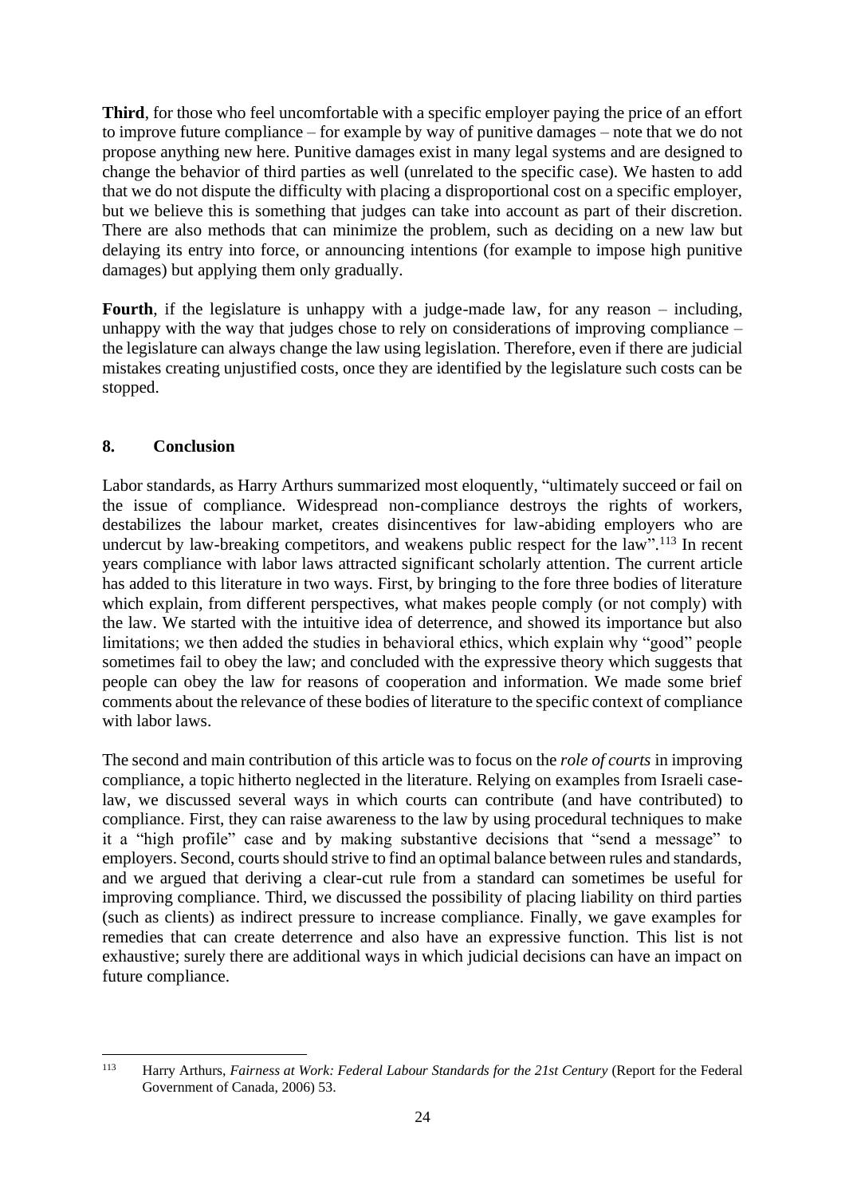**Third**, for those who feel uncomfortable with a specific employer paying the price of an effort to improve future compliance – for example by way of punitive damages – note that we do not propose anything new here. Punitive damages exist in many legal systems and are designed to change the behavior of third parties as well (unrelated to the specific case). We hasten to add that we do not dispute the difficulty with placing a disproportional cost on a specific employer, but we believe this is something that judges can take into account as part of their discretion. There are also methods that can minimize the problem, such as deciding on a new law but delaying its entry into force, or announcing intentions (for example to impose high punitive damages) but applying them only gradually.

**Fourth**, if the legislature is unhappy with a judge-made law, for any reason – including, unhappy with the way that judges chose to rely on considerations of improving compliance – the legislature can always change the law using legislation. Therefore, even if there are judicial mistakes creating unjustified costs, once they are identified by the legislature such costs can be stopped.

## 8. Conclusion

Labor standards, as Harry Arthurs summarized most eloquently, "ultimately succeed or fail on the issue of compliance. Widespread non-compliance destroys the rights of workers, destabilizes the labour market, creates disincentives for law-abiding employers who are undercut by law-breaking competitors, and weakens public respect for the law".[113] In recent years compliance with labor laws attracted significant scholarly attention. The current article has added to this literature in two ways. First, by bringing to the fore three bodies of literature which explain, from different perspectives, what makes people comply (or not comply) with the law. We started with the intuitive idea of deterrence, and showed its importance but also limitations; we then added the studies in behavioral ethics, which explain why "good" people sometimes fail to obey the law; and concluded with the expressive theory which suggests that people can obey the law for reasons of cooperation and information. We made some brief comments about the relevance of these bodies of literature to the specific context of compliance with labor laws.

The second and main contribution of this article was to focus on the *role of courts* in improving compliance, a topic hitherto neglected in the literature. Relying on examples from Israeli case-law, we discussed several ways in which courts can contribute (and have contributed) to compliance. First, they can raise awareness to the law by using procedural techniques to make it a "high profile" case and by making substantive decisions that "send a message" to employers. Second, courts should strive to find an optimal balance between rules and standards, and we argued that deriving a clear-cut rule from a standard can sometimes be useful for improving compliance. Third, we discussed the possibility of placing liability on third parties (such as clients) as indirect pressure to increase compliance. Finally, we gave examples for remedies that can create deterrence and also have an expressive function. This list is not exhaustive; surely there are additional ways in which judicial decisions can have an impact on future compliance.

---

[113] Harry Arthurs, *Fairness at Work: Federal Labour Standards for the 21st Century* (Report for the Federal Government of Canada, 2006) 53.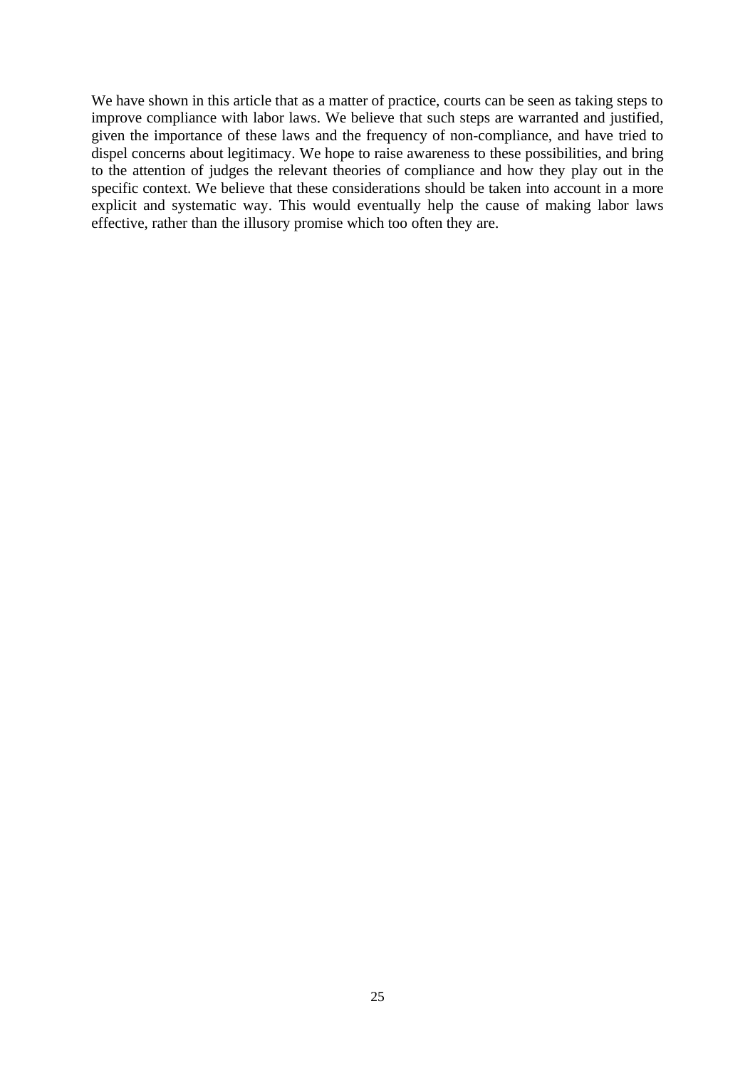We have shown in this article that as a matter of practice, courts can be seen as taking steps to improve compliance with labor laws. We believe that such steps are warranted and justified, given the importance of these laws and the frequency of non-compliance, and have tried to dispel concerns about legitimacy. We hope to raise awareness to these possibilities, and bring to the attention of judges the relevant theories of compliance and how they play out in the specific context. We believe that these considerations should be taken into account in a more explicit and systematic way. This would eventually help the cause of making labor laws effective, rather than the illusory promise which too often they are.